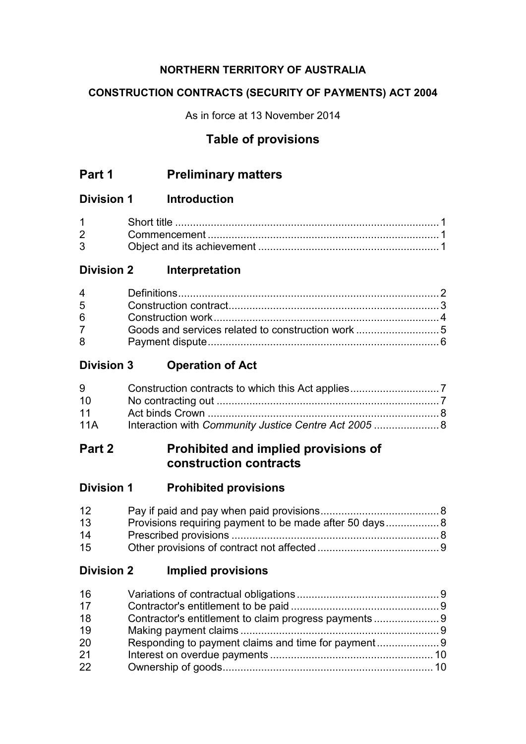**NORTHERN TERRITORY OF AUSTRALIA**

**CONSTRUCTION CONTRACTS (SECURITY OF PAYMENTS) ACT 2004**

As in force at 13 November 2014

# Table of provisions

## Part 1 Preliminary matters

### Division 1 Introduction

| | | |
|---|---|---|
| 1 | Short title | 1 |
| 2 | Commencement | 1 |
| 3 | Object and its achievement | 1 |

### Division 2 Interpretation

| | | |
|---|---|---|
| 4 | Definitions | 2 |
| 5 | Construction contract | 3 |
| 6 | Construction work | 4 |
| 7 | Goods and services related to construction work | 5 |
| 8 | Payment dispute | 6 |

### Division 3 Operation of Act

| | | |
|---|---|---|
| 9 | Construction contracts to which this Act applies | 7 |
| 10 | No contracting out | 7 |
| 11 | Act binds Crown | 8 |
| 11A | Interaction with *Community Justice Centre Act 2005* | 8 |

## Part 2 Prohibited and implied provisions of construction contracts

### Division 1 Prohibited provisions

| | | |
|---|---|---|
| 12 | Pay if paid and pay when paid provisions | 8 |
| 13 | Provisions requiring payment to be made after 50 days | 8 |
| 14 | Prescribed provisions | 8 |
| 15 | Other provisions of contract not affected | 9 |

### Division 2 Implied provisions

| | | |
|---|---|---|
| 16 | Variations of contractual obligations | 9 |
| 17 | Contractor's entitlement to be paid | 9 |
| 18 | Contractor's entitlement to claim progress payments | 9 |
| 19 | Making payment claims | 9 |
| 20 | Responding to payment claims and time for payment | 9 |
| 21 | Interest on overdue payments | 10 |
| 22 | Ownership of goods | 10 |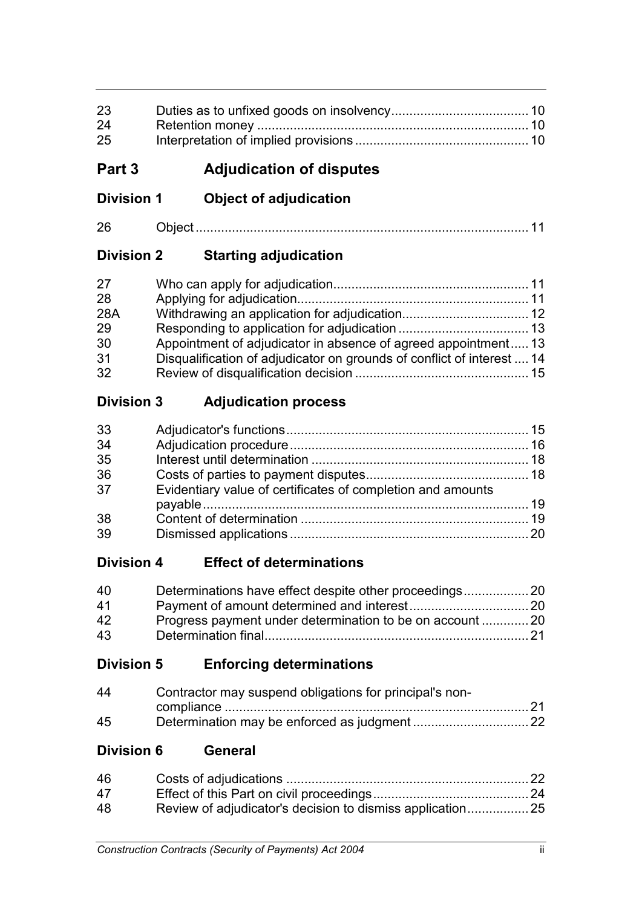| | | |
|---|---|---|
| 23 | Duties as to unfixed goods on insolvency | 10 |
| 24 | Retention money | 10 |
| 25 | Interpretation of implied provisions | 10 |

## Part 3 Adjudication of disputes

### Division 1 Object of adjudication

| | | |
|---|---|---|
| 26 | Object | 11 |

### Division 2 Starting adjudication

| | | |
|---|---|---|
| 27 | Who can apply for adjudication | 11 |
| 28 | Applying for adjudication | 11 |
| 28A | Withdrawing an application for adjudication | 12 |
| 29 | Responding to application for adjudication | 13 |
| 30 | Appointment of adjudicator in absence of agreed appointment | 13 |
| 31 | Disqualification of adjudicator on grounds of conflict of interest | 14 |
| 32 | Review of disqualification decision | 15 |

### Division 3 Adjudication process

| | | |
|---|---|---|
| 33 | Adjudicator's functions | 15 |
| 34 | Adjudication procedure | 16 |
| 35 | Interest until determination | 18 |
| 36 | Costs of parties to payment disputes | 18 |
| 37 | Evidentiary value of certificates of completion and amounts payable | 19 |
| 38 | Content of determination | 19 |
| 39 | Dismissed applications | 20 |

### Division 4 Effect of determinations

| | | |
|---|---|---|
| 40 | Determinations have effect despite other proceedings | 20 |
| 41 | Payment of amount determined and interest | 20 |
| 42 | Progress payment under determination to be on account | 20 |
| 43 | Determination final | 21 |

### Division 5 Enforcing determinations

| | | |
|---|---|---|
| 44 | Contractor may suspend obligations for principal's non-compliance | 21 |
| 45 | Determination may be enforced as judgment | 22 |

### Division 6 General

| | | |
|---|---|---|
| 46 | Costs of adjudications | 22 |
| 47 | Effect of this Part on civil proceedings | 24 |
| 48 | Review of adjudicator's decision to dismiss application | 25 |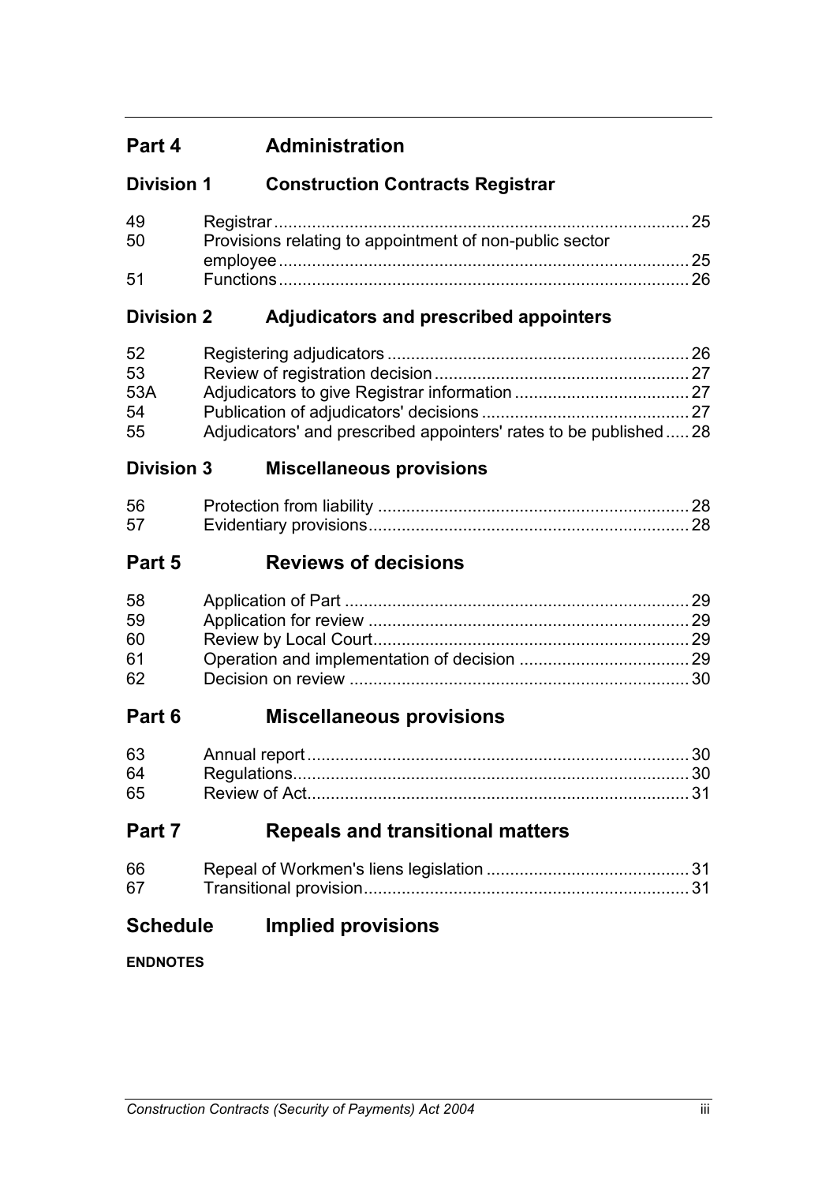## Part 4 Administration

### Division 1 Construction Contracts Registrar

| | | |
|---|---|---|
| 49 | Registrar | 25 |
| 50 | Provisions relating to appointment of non-public sector employee | 25 |
| 51 | Functions | 26 |

### Division 2 Adjudicators and prescribed appointers

| | | |
|---|---|---|
| 52 | Registering adjudicators | 26 |
| 53 | Review of registration decision | 27 |
| 53A | Adjudicators to give Registrar information | 27 |
| 54 | Publication of adjudicators' decisions | 27 |
| 55 | Adjudicators' and prescribed appointers' rates to be published | 28 |

### Division 3 Miscellaneous provisions

| | | |
|---|---|---|
| 56 | Protection from liability | 28 |
| 57 | Evidentiary provisions | 28 |

## Part 5 Reviews of decisions

| | | |
|---|---|---|
| 58 | Application of Part | 29 |
| 59 | Application for review | 29 |
| 60 | Review by Local Court | 29 |
| 61 | Operation and implementation of decision | 29 |
| 62 | Decision on review | 30 |

## Part 6 Miscellaneous provisions

| | | |
|---|---|---|
| 63 | Annual report | 30 |
| 64 | Regulations | 30 |
| 65 | Review of Act | 31 |

## Part 7 Repeals and transitional matters

| | | |
|---|---|---|
| 66 | Repeal of Workmen's liens legislation | 31 |
| 67 | Transitional provision | 31 |

## Schedule Implied provisions

**ENDNOTES**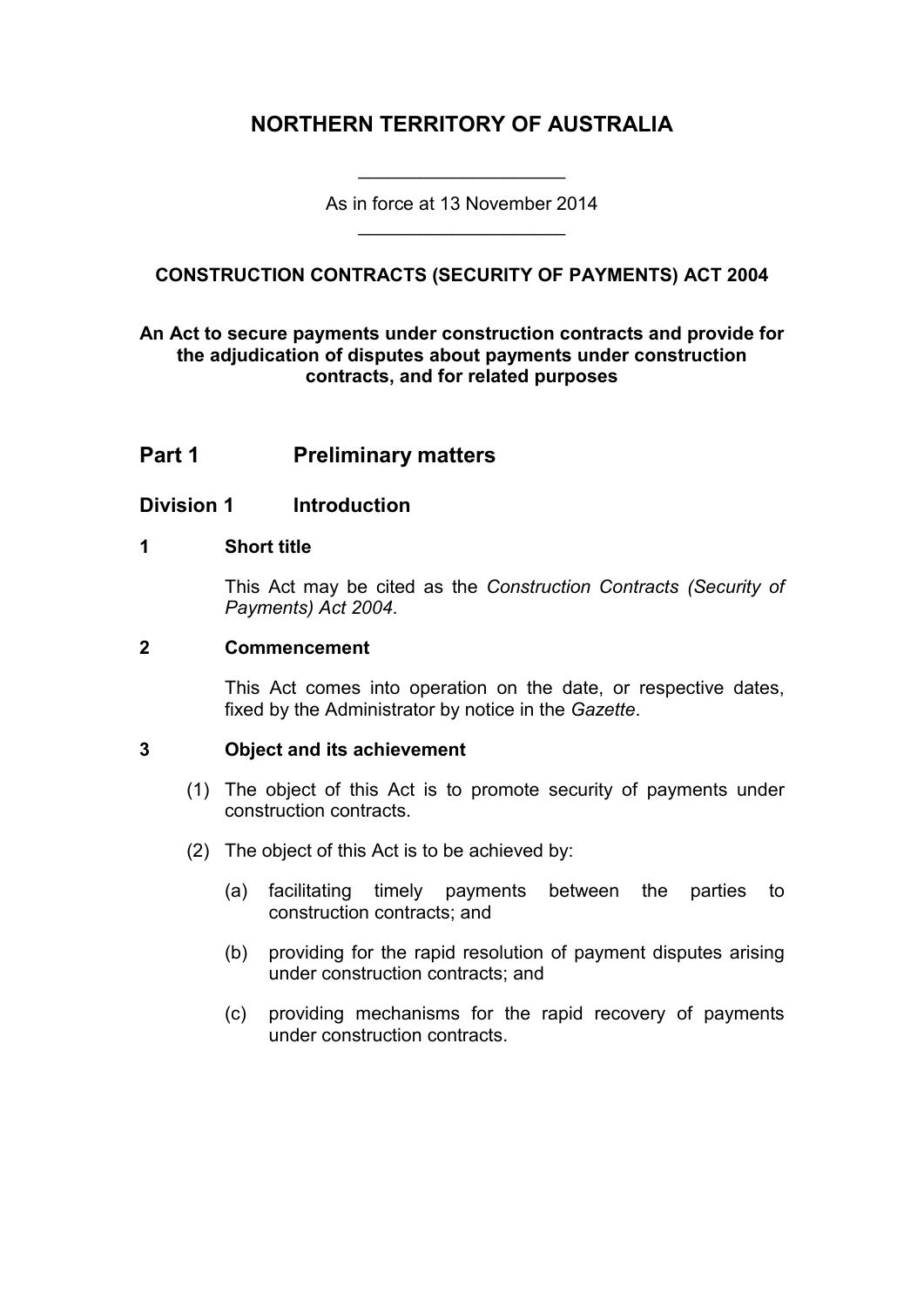# NORTHERN TERRITORY OF AUSTRALIA

As in force at 13 November 2014

**CONSTRUCTION CONTRACTS (SECURITY OF PAYMENTS) ACT 2004**

**An Act to secure payments under construction contracts and provide for the adjudication of disputes about payments under construction contracts, and for related purposes**

## Part 1 Preliminary matters

### Division 1 Introduction

**1 Short title**

This Act may be cited as the *Construction Contracts (Security of Payments) Act 2004*.

**2 Commencement**

This Act comes into operation on the date, or respective dates, fixed by the Administrator by notice in the *Gazette*.

**3 Object and its achievement**

(1) The object of this Act is to promote security of payments under construction contracts.

(2) The object of this Act is to be achieved by:

(a) facilitating timely payments between the parties to construction contracts; and

(b) providing for the rapid resolution of payment disputes arising under construction contracts; and

(c) providing mechanisms for the rapid recovery of payments under construction contracts.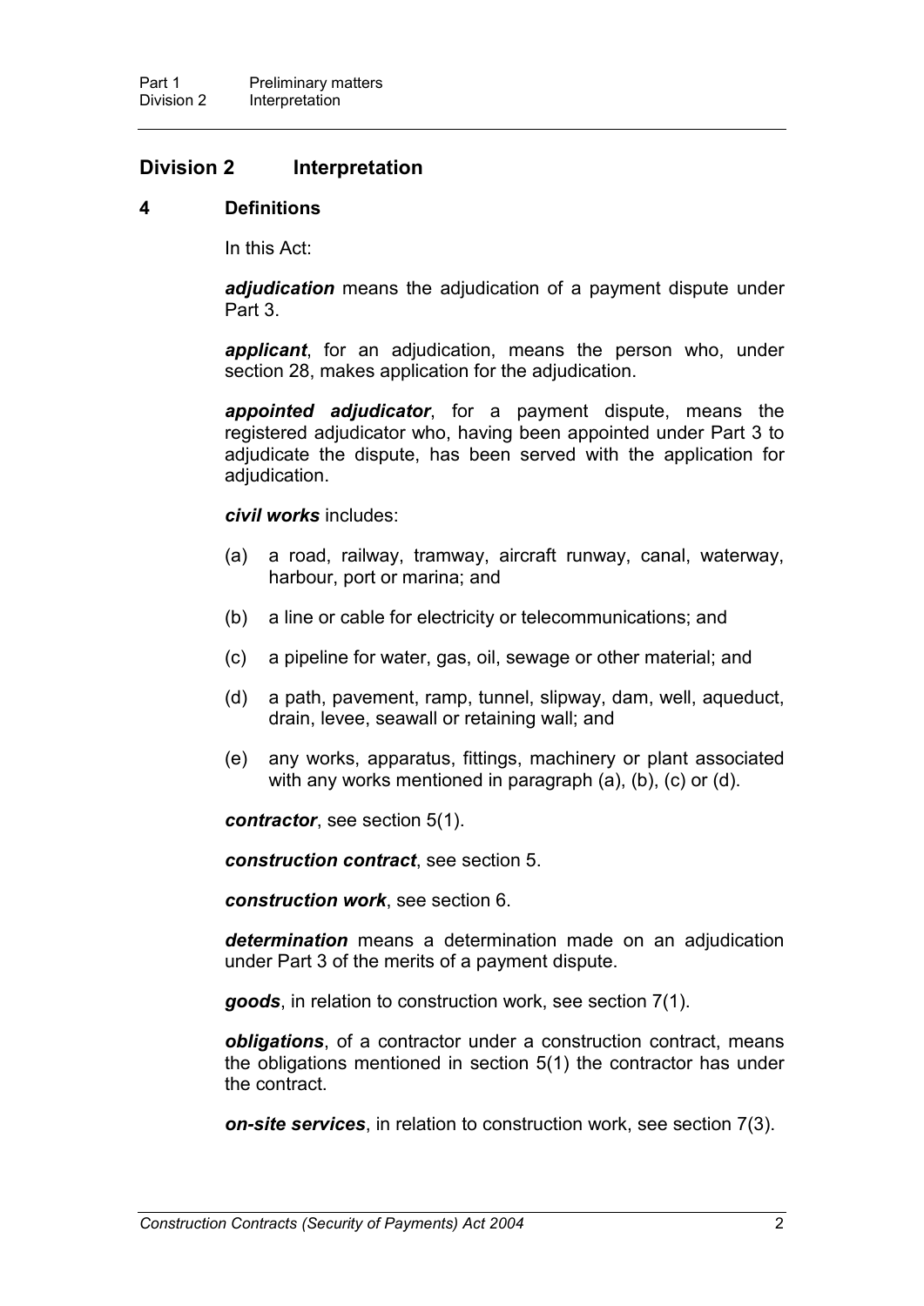## Division 2 Interpretation

### 4 Definitions

In this Act:

***adjudication*** means the adjudication of a payment dispute under Part 3.

***applicant***, for an adjudication, means the person who, under section 28, makes application for the adjudication.

***appointed adjudicator***, for a payment dispute, means the registered adjudicator who, having been appointed under Part 3 to adjudicate the dispute, has been served with the application for adjudication.

***civil works*** includes:

(a) a road, railway, tramway, aircraft runway, canal, waterway, harbour, port or marina; and

(b) a line or cable for electricity or telecommunications; and

(c) a pipeline for water, gas, oil, sewage or other material; and

(d) a path, pavement, ramp, tunnel, slipway, dam, well, aqueduct, drain, levee, seawall or retaining wall; and

(e) any works, apparatus, fittings, machinery or plant associated with any works mentioned in paragraph (a), (b), (c) or (d).

***contractor***, see section 5(1).

***construction contract***, see section 5.

***construction work***, see section 6.

***determination*** means a determination made on an adjudication under Part 3 of the merits of a payment dispute.

***goods***, in relation to construction work, see section 7(1).

***obligations***, of a contractor under a construction contract, means the obligations mentioned in section 5(1) the contractor has under the contract.

***on-site services***, in relation to construction work, see section 7(3).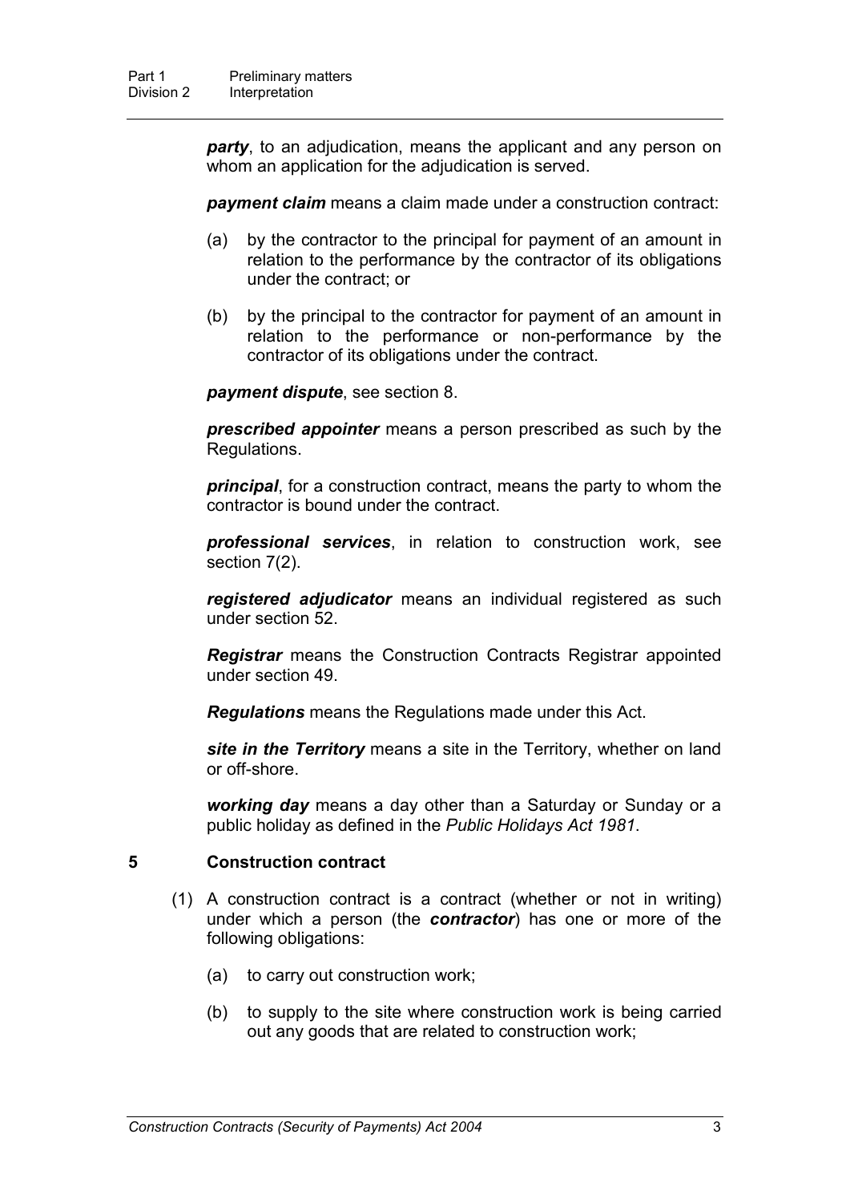***party***, to an adjudication, means the applicant and any person on whom an application for the adjudication is served.

***payment claim*** means a claim made under a construction contract:

(a) by the contractor to the principal for payment of an amount in relation to the performance by the contractor of its obligations under the contract; or

(b) by the principal to the contractor for payment of an amount in relation to the performance or non-performance by the contractor of its obligations under the contract.

***payment dispute***, see section 8.

***prescribed appointer*** means a person prescribed as such by the Regulations.

***principal***, for a construction contract, means the party to whom the contractor is bound under the contract.

***professional services***, in relation to construction work, see section 7(2).

***registered adjudicator*** means an individual registered as such under section 52.

***Registrar*** means the Construction Contracts Registrar appointed under section 49.

***Regulations*** means the Regulations made under this Act.

***site in the Territory*** means a site in the Territory, whether on land or off-shore.

***working day*** means a day other than a Saturday or Sunday or a public holiday as defined in the *Public Holidays Act 1981*.

## 5 Construction contract

(1) A construction contract is a contract (whether or not in writing) under which a person (the ***contractor***) has one or more of the following obligations:

(a) to carry out construction work;

(b) to supply to the site where construction work is being carried out any goods that are related to construction work;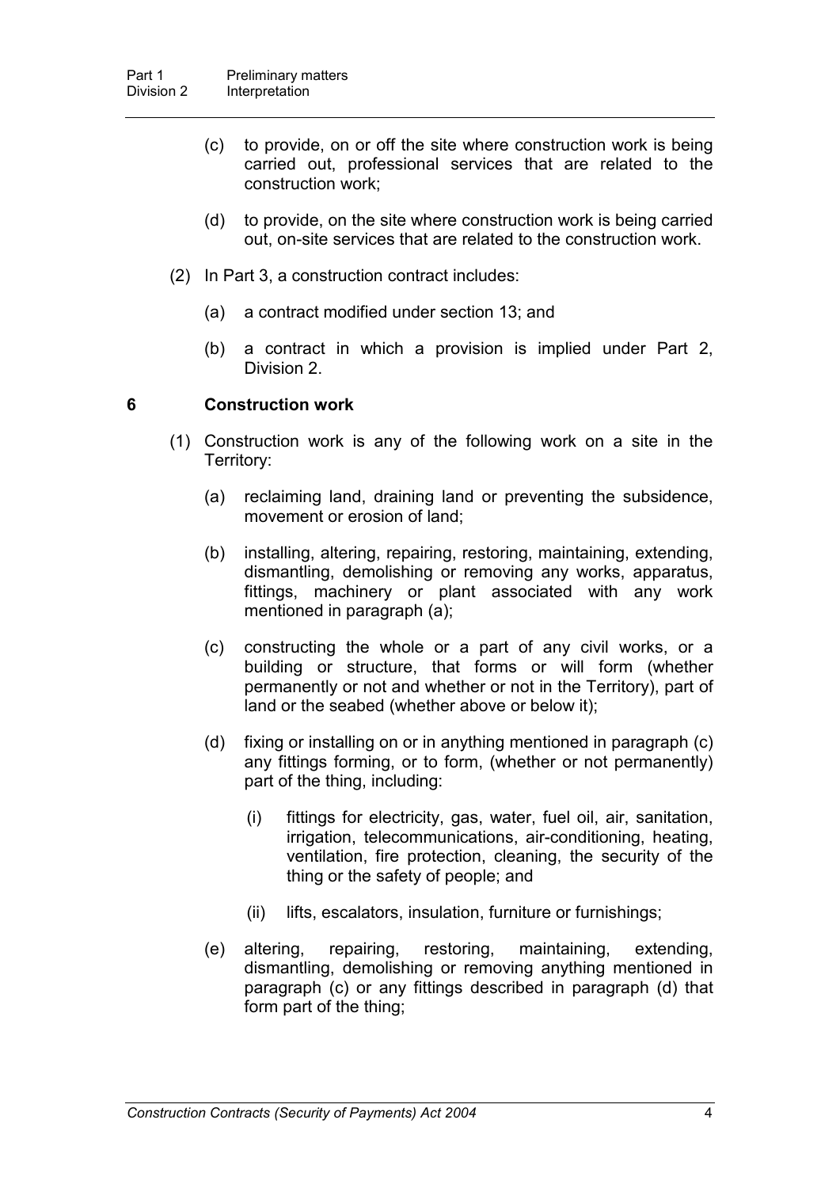(c) to provide, on or off the site where construction work is being carried out, professional services that are related to the construction work;

(d) to provide, on the site where construction work is being carried out, on-site services that are related to the construction work.

(2) In Part 3, a construction contract includes:

(a) a contract modified under section 13; and

(b) a contract in which a provision is implied under Part 2, Division 2.

### 6 Construction work

(1) Construction work is any of the following work on a site in the Territory:

(a) reclaiming land, draining land or preventing the subsidence, movement or erosion of land;

(b) installing, altering, repairing, restoring, maintaining, extending, dismantling, demolishing or removing any works, apparatus, fittings, machinery or plant associated with any work mentioned in paragraph (a);

(c) constructing the whole or a part of any civil works, or a building or structure, that forms or will form (whether permanently or not and whether or not in the Territory), part of land or the seabed (whether above or below it);

(d) fixing or installing on or in anything mentioned in paragraph (c) any fittings forming, or to form, (whether or not permanently) part of the thing, including:

(i) fittings for electricity, gas, water, fuel oil, air, sanitation, irrigation, telecommunications, air-conditioning, heating, ventilation, fire protection, cleaning, the security of the thing or the safety of people; and

(ii) lifts, escalators, insulation, furniture or furnishings;

(e) altering, repairing, restoring, maintaining, extending, dismantling, demolishing or removing anything mentioned in paragraph (c) or any fittings described in paragraph (d) that form part of the thing;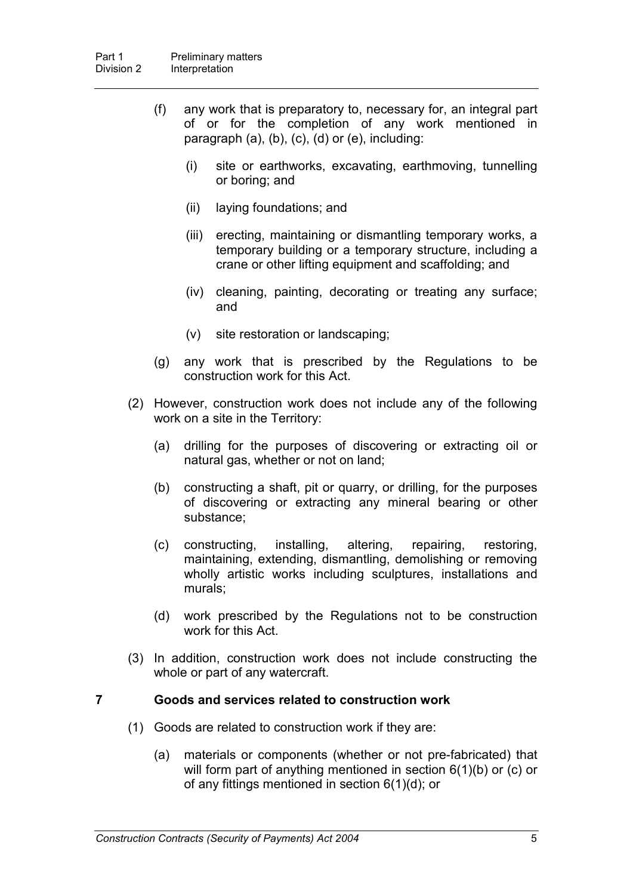(f) any work that is preparatory to, necessary for, an integral part of or for the completion of any work mentioned in paragraph (a), (b), (c), (d) or (e), including:

   (i) site or earthworks, excavating, earthmoving, tunnelling or boring; and

   (ii) laying foundations; and

   (iii) erecting, maintaining or dismantling temporary works, a temporary building or a temporary structure, including a crane or other lifting equipment and scaffolding; and

   (iv) cleaning, painting, decorating or treating any surface; and

   (v) site restoration or landscaping;

(g) any work that is prescribed by the Regulations to be construction work for this Act.

(2) However, construction work does not include any of the following work on a site in the Territory:

   (a) drilling for the purposes of discovering or extracting oil or natural gas, whether or not on land;

   (b) constructing a shaft, pit or quarry, or drilling, for the purposes of discovering or extracting any mineral bearing or other substance;

   (c) constructing, installing, altering, repairing, restoring, maintaining, extending, dismantling, demolishing or removing wholly artistic works including sculptures, installations and murals;

   (d) work prescribed by the Regulations not to be construction work for this Act.

(3) In addition, construction work does not include constructing the whole or part of any watercraft.

## 7 Goods and services related to construction work

(1) Goods are related to construction work if they are:

   (a) materials or components (whether or not pre-fabricated) that will form part of anything mentioned in section 6(1)(b) or (c) or of any fittings mentioned in section 6(1)(d); or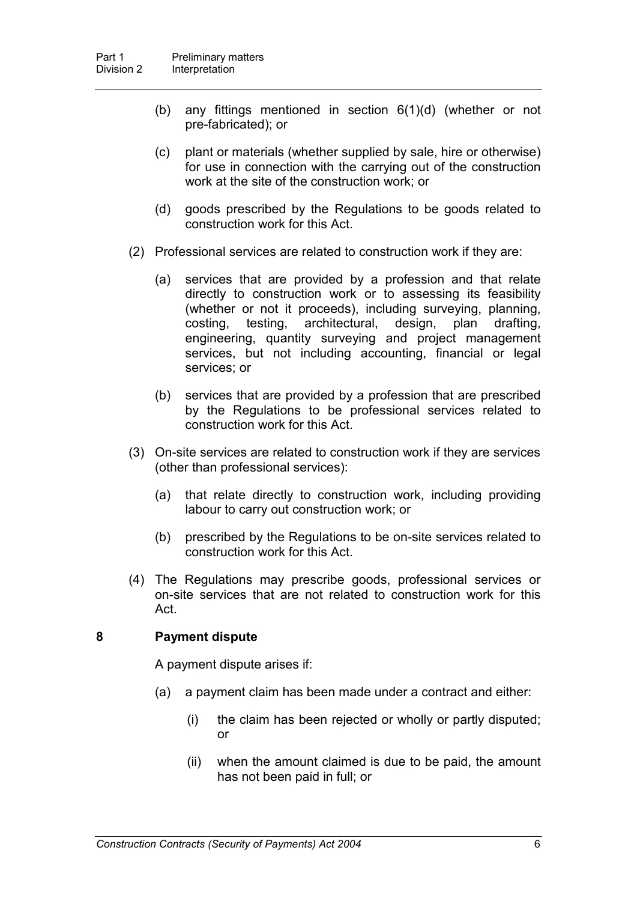(b) any fittings mentioned in section 6(1)(d) (whether or not pre-fabricated); or

(c) plant or materials (whether supplied by sale, hire or otherwise) for use in connection with the carrying out of the construction work at the site of the construction work; or

(d) goods prescribed by the Regulations to be goods related to construction work for this Act.

(2) Professional services are related to construction work if they are:

(a) services that are provided by a profession and that relate directly to construction work or to assessing its feasibility (whether or not it proceeds), including surveying, planning, costing, testing, architectural, design, plan drafting, engineering, quantity surveying and project management services, but not including accounting, financial or legal services; or

(b) services that are provided by a profession that are prescribed by the Regulations to be professional services related to construction work for this Act.

(3) On-site services are related to construction work if they are services (other than professional services):

(a) that relate directly to construction work, including providing labour to carry out construction work; or

(b) prescribed by the Regulations to be on-site services related to construction work for this Act.

(4) The Regulations may prescribe goods, professional services or on-site services that are not related to construction work for this Act.

**8 Payment dispute**

A payment dispute arises if:

(a) a payment claim has been made under a contract and either:

(i) the claim has been rejected or wholly or partly disputed; or

(ii) when the amount claimed is due to be paid, the amount has not been paid in full; or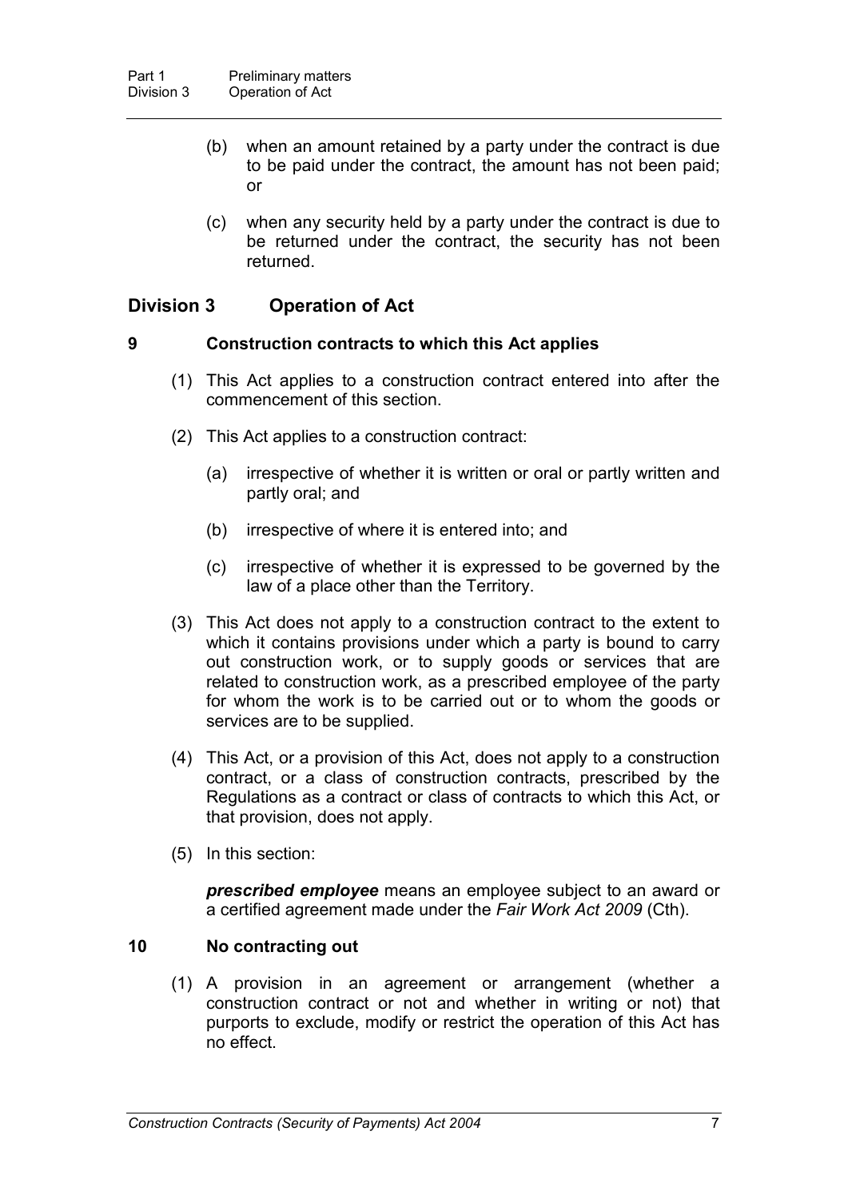(b) when an amount retained by a party under the contract is due to be paid under the contract, the amount has not been paid; or

(c) when any security held by a party under the contract is due to be returned under the contract, the security has not been returned.

## Division 3 Operation of Act

### 9 Construction contracts to which this Act applies

(1) This Act applies to a construction contract entered into after the commencement of this section.

(2) This Act applies to a construction contract:

(a) irrespective of whether it is written or oral or partly written and partly oral; and

(b) irrespective of where it is entered into; and

(c) irrespective of whether it is expressed to be governed by the law of a place other than the Territory.

(3) This Act does not apply to a construction contract to the extent to which it contains provisions under which a party is bound to carry out construction work, or to supply goods or services that are related to construction work, as a prescribed employee of the party for whom the work is to be carried out or to whom the goods or services are to be supplied.

(4) This Act, or a provision of this Act, does not apply to a construction contract, or a class of construction contracts, prescribed by the Regulations as a contract or class of contracts to which this Act, or that provision, does not apply.

(5) In this section:

***prescribed employee*** means an employee subject to an award or a certified agreement made under the *Fair Work Act 2009* (Cth).

### 10 No contracting out

(1) A provision in an agreement or arrangement (whether a construction contract or not and whether in writing or not) that purports to exclude, modify or restrict the operation of this Act has no effect.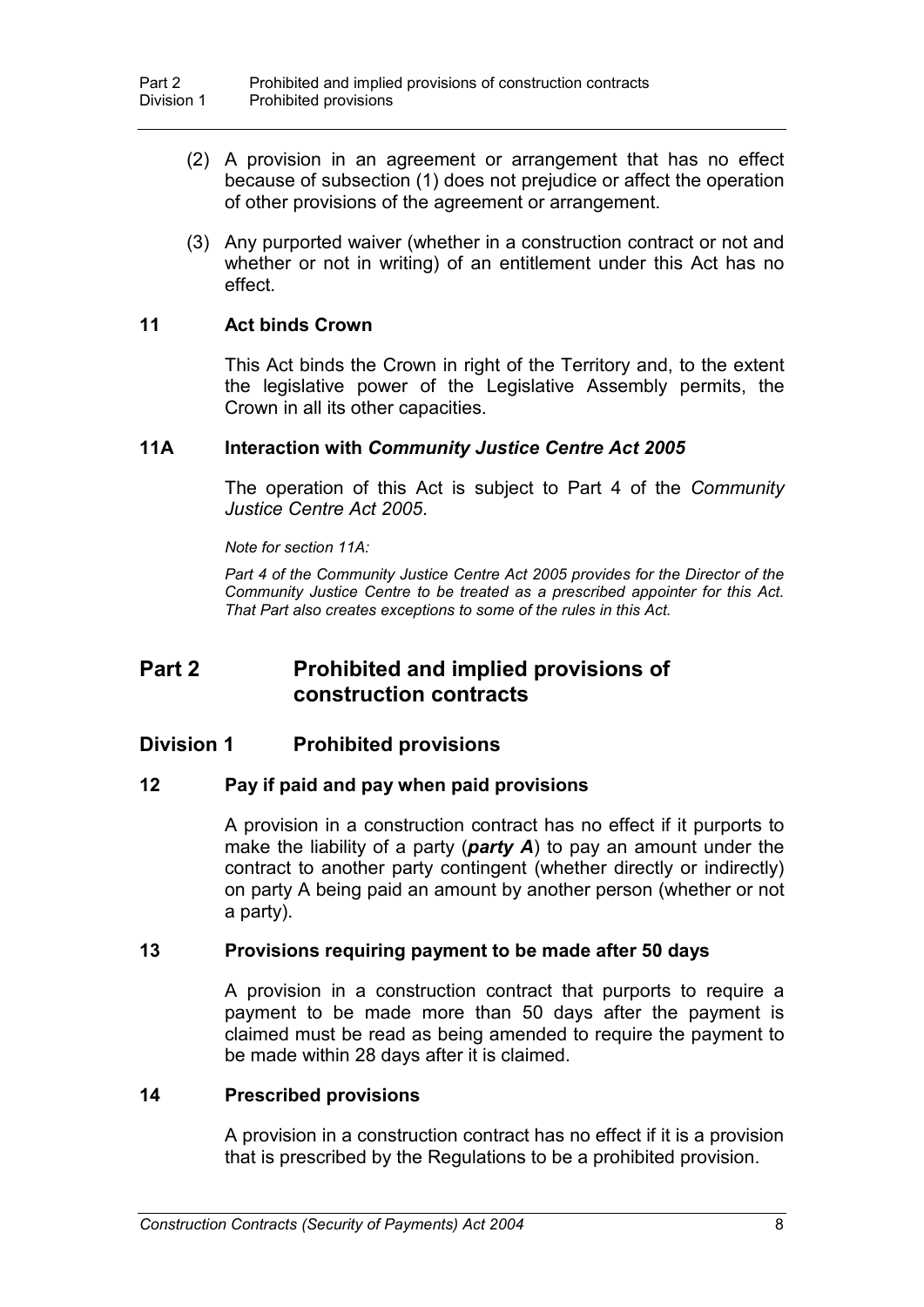(2) A provision in an agreement or arrangement that has no effect because of subsection (1) does not prejudice or affect the operation of other provisions of the agreement or arrangement.

(3) Any purported waiver (whether in a construction contract or not and whether or not in writing) of an entitlement under this Act has no effect.

### 11 Act binds Crown

This Act binds the Crown in right of the Territory and, to the extent the legislative power of the Legislative Assembly permits, the Crown in all its other capacities.

### 11A Interaction with *Community Justice Centre Act 2005*

The operation of this Act is subject to Part 4 of the *Community Justice Centre Act 2005*.

*Note for section 11A:*

*Part 4 of the Community Justice Centre Act 2005 provides for the Director of the Community Justice Centre to be treated as a prescribed appointer for this Act. That Part also creates exceptions to some of the rules in this Act.*

# Part 2 Prohibited and implied provisions of construction contracts

## Division 1 Prohibited provisions

### 12 Pay if paid and pay when paid provisions

A provision in a construction contract has no effect if it purports to make the liability of a party (***party A***) to pay an amount under the contract to another party contingent (whether directly or indirectly) on party A being paid an amount by another person (whether or not a party).

### 13 Provisions requiring payment to be made after 50 days

A provision in a construction contract that purports to require a payment to be made more than 50 days after the payment is claimed must be read as being amended to require the payment to be made within 28 days after it is claimed.

### 14 Prescribed provisions

A provision in a construction contract has no effect if it is a provision that is prescribed by the Regulations to be a prohibited provision.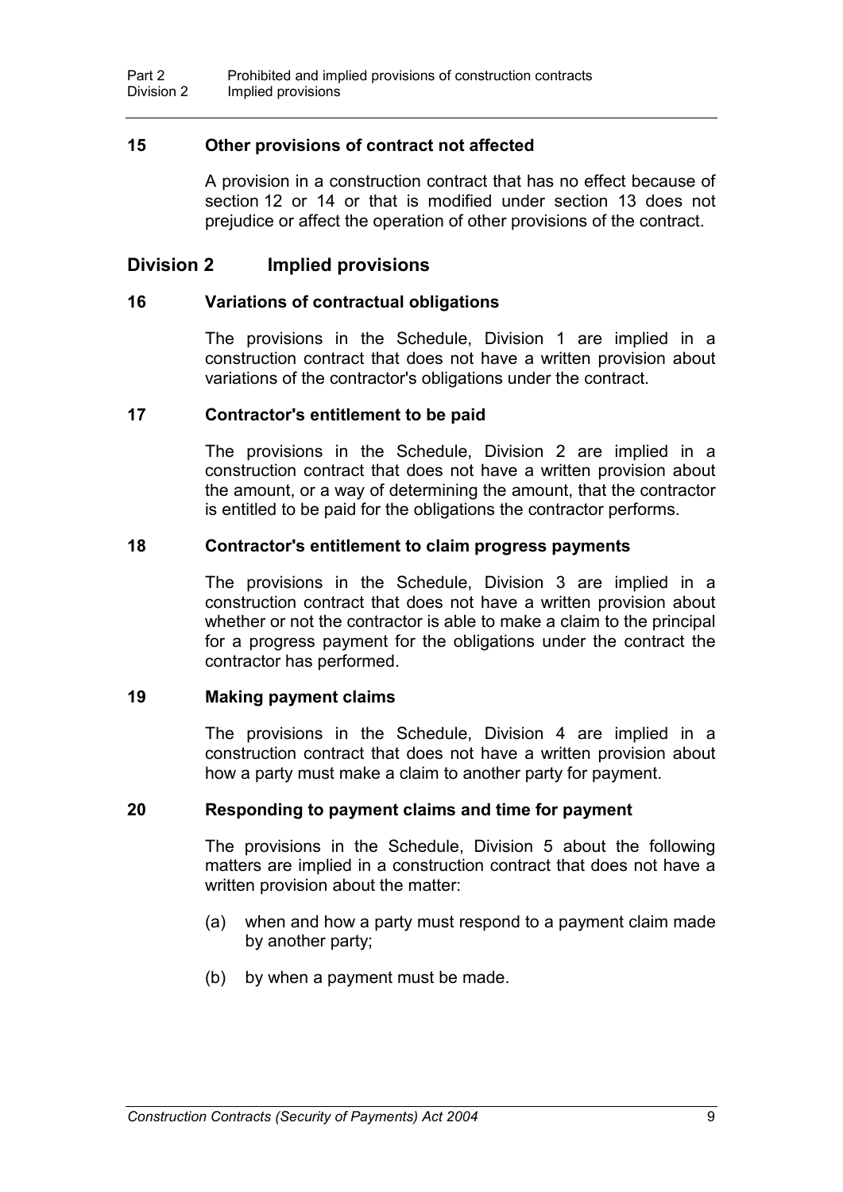### 15 Other provisions of contract not affected

A provision in a construction contract that has no effect because of section 12 or 14 or that is modified under section 13 does not prejudice or affect the operation of other provisions of the contract.

## Division 2 Implied provisions

### 16 Variations of contractual obligations

The provisions in the Schedule, Division 1 are implied in a construction contract that does not have a written provision about variations of the contractor's obligations under the contract.

### 17 Contractor's entitlement to be paid

The provisions in the Schedule, Division 2 are implied in a construction contract that does not have a written provision about the amount, or a way of determining the amount, that the contractor is entitled to be paid for the obligations the contractor performs.

### 18 Contractor's entitlement to claim progress payments

The provisions in the Schedule, Division 3 are implied in a construction contract that does not have a written provision about whether or not the contractor is able to make a claim to the principal for a progress payment for the obligations under the contract the contractor has performed.

### 19 Making payment claims

The provisions in the Schedule, Division 4 are implied in a construction contract that does not have a written provision about how a party must make a claim to another party for payment.

### 20 Responding to payment claims and time for payment

The provisions in the Schedule, Division 5 about the following matters are implied in a construction contract that does not have a written provision about the matter:

(a) when and how a party must respond to a payment claim made by another party;

(b) by when a payment must be made.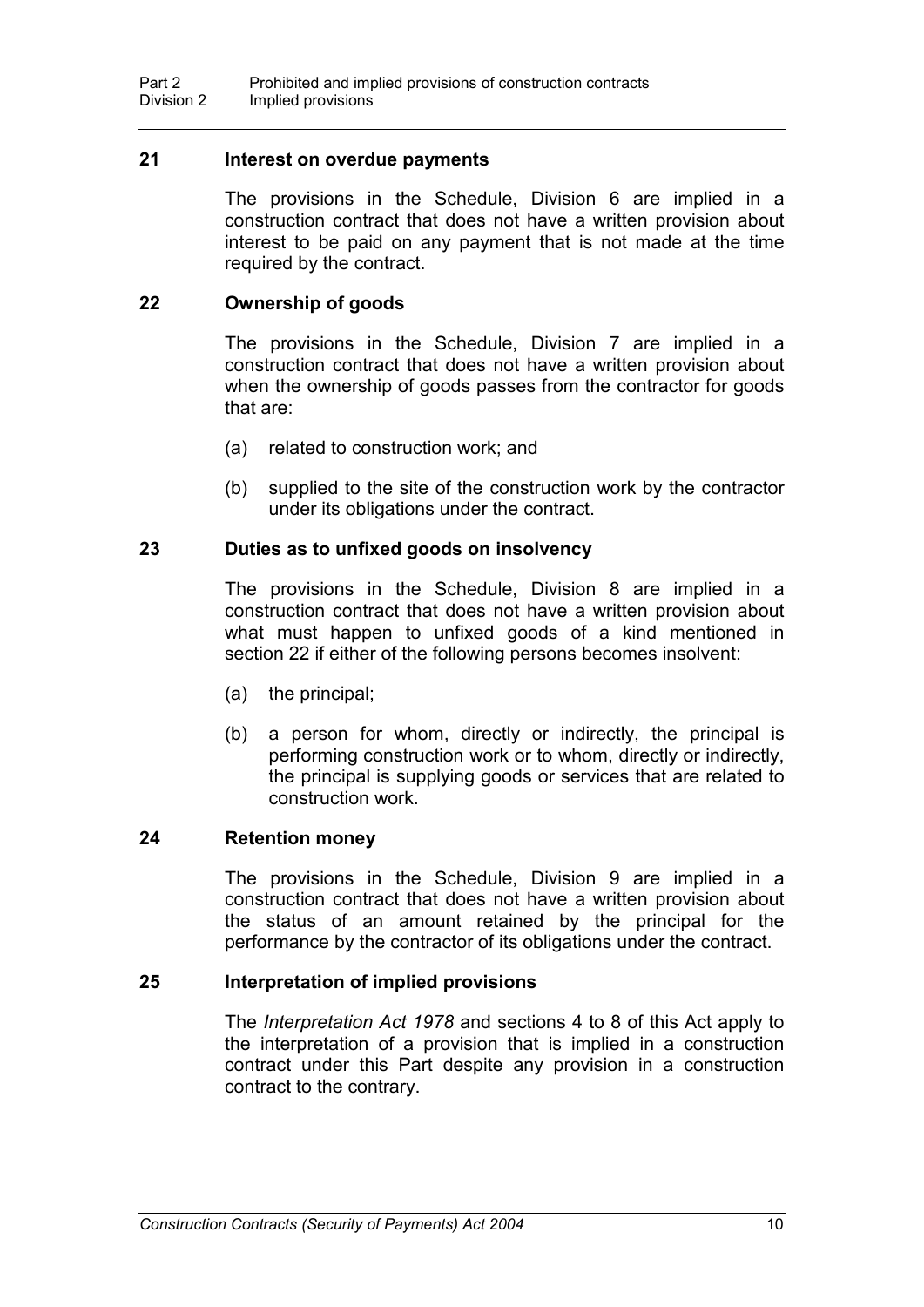## 21 Interest on overdue payments

The provisions in the Schedule, Division 6 are implied in a construction contract that does not have a written provision about interest to be paid on any payment that is not made at the time required by the contract.

## 22 Ownership of goods

The provisions in the Schedule, Division 7 are implied in a construction contract that does not have a written provision about when the ownership of goods passes from the contractor for goods that are:

(a) related to construction work; and

(b) supplied to the site of the construction work by the contractor under its obligations under the contract.

## 23 Duties as to unfixed goods on insolvency

The provisions in the Schedule, Division 8 are implied in a construction contract that does not have a written provision about what must happen to unfixed goods of a kind mentioned in section 22 if either of the following persons becomes insolvent:

(a) the principal;

(b) a person for whom, directly or indirectly, the principal is performing construction work or to whom, directly or indirectly, the principal is supplying goods or services that are related to construction work.

## 24 Retention money

The provisions in the Schedule, Division 9 are implied in a construction contract that does not have a written provision about the status of an amount retained by the principal for the performance by the contractor of its obligations under the contract.

## 25 Interpretation of implied provisions

The *Interpretation Act 1978* and sections 4 to 8 of this Act apply to the interpretation of a provision that is implied in a construction contract under this Part despite any provision in a construction contract to the contrary.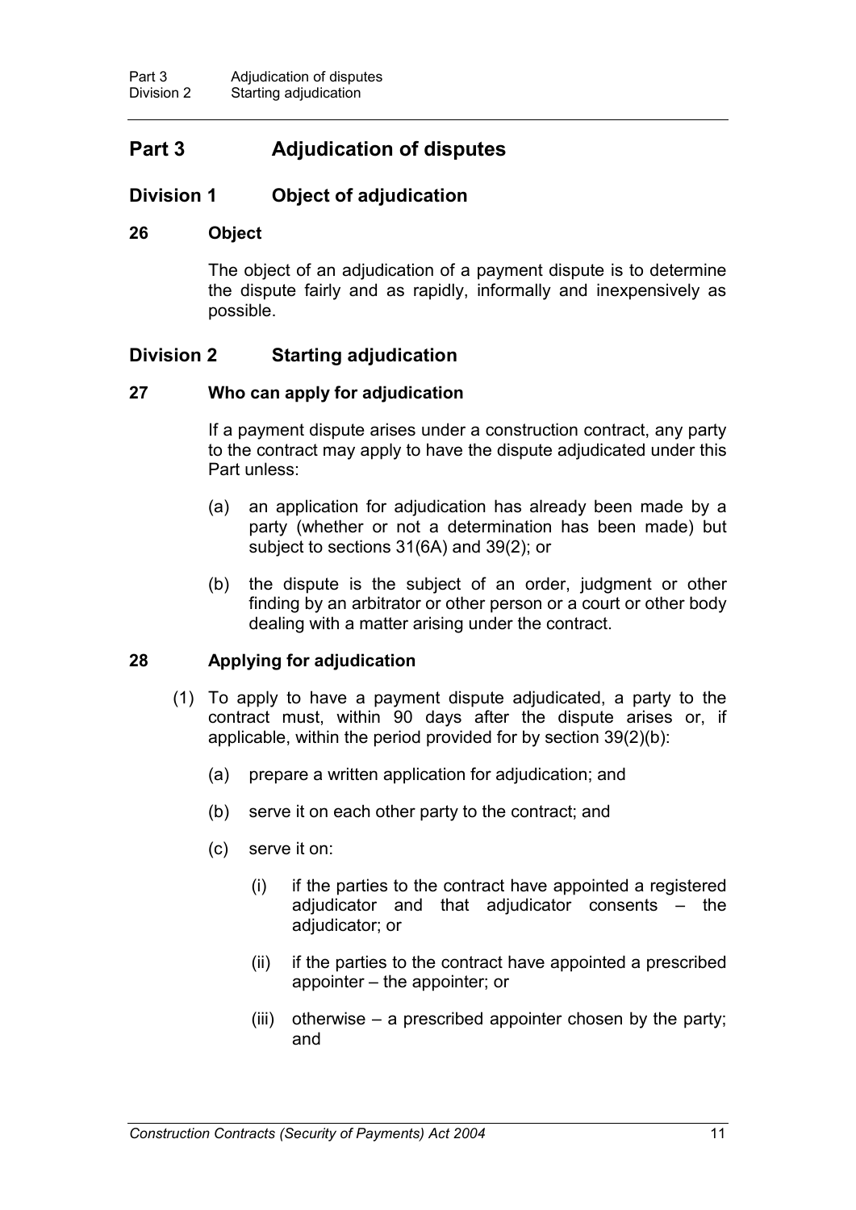# Part 3 Adjudication of disputes

## Division 1 Object of adjudication

### 26 Object

The object of an adjudication of a payment dispute is to determine the dispute fairly and as rapidly, informally and inexpensively as possible.

## Division 2 Starting adjudication

### 27 Who can apply for adjudication

If a payment dispute arises under a construction contract, any party to the contract may apply to have the dispute adjudicated under this Part unless:

(a) an application for adjudication has already been made by a party (whether or not a determination has been made) but subject to sections 31(6A) and 39(2); or

(b) the dispute is the subject of an order, judgment or other finding by an arbitrator or other person or a court or other body dealing with a matter arising under the contract.

### 28 Applying for adjudication

(1) To apply to have a payment dispute adjudicated, a party to the contract must, within 90 days after the dispute arises or, if applicable, within the period provided for by section 39(2)(b):

(a) prepare a written application for adjudication; and

(b) serve it on each other party to the contract; and

(c) serve it on:

(i) if the parties to the contract have appointed a registered adjudicator and that adjudicator consents – the adjudicator; or

(ii) if the parties to the contract have appointed a prescribed appointer – the appointer; or

(iii) otherwise – a prescribed appointer chosen by the party; and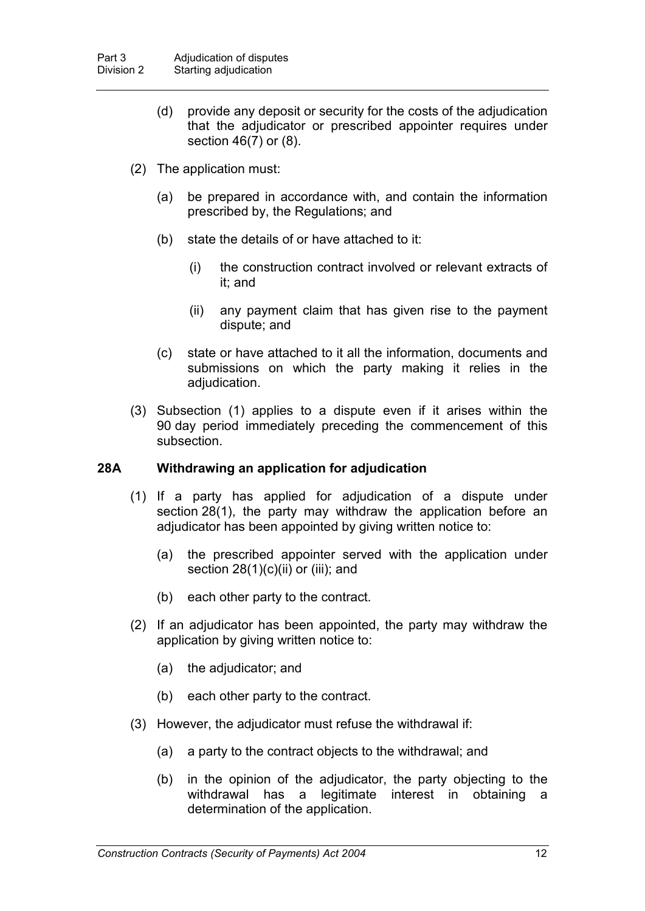(d) provide any deposit or security for the costs of the adjudication that the adjudicator or prescribed appointer requires under section 46(7) or (8).

(2) The application must:

(a) be prepared in accordance with, and contain the information prescribed by, the Regulations; and

(b) state the details of or have attached to it:

(i) the construction contract involved or relevant extracts of it; and

(ii) any payment claim that has given rise to the payment dispute; and

(c) state or have attached to it all the information, documents and submissions on which the party making it relies in the adjudication.

(3) Subsection (1) applies to a dispute even if it arises within the 90 day period immediately preceding the commencement of this subsection.

### 28A Withdrawing an application for adjudication

(1) If a party has applied for adjudication of a dispute under section 28(1), the party may withdraw the application before an adjudicator has been appointed by giving written notice to:

(a) the prescribed appointer served with the application under section 28(1)(c)(ii) or (iii); and

(b) each other party to the contract.

(2) If an adjudicator has been appointed, the party may withdraw the application by giving written notice to:

(a) the adjudicator; and

(b) each other party to the contract.

(3) However, the adjudicator must refuse the withdrawal if:

(a) a party to the contract objects to the withdrawal; and

(b) in the opinion of the adjudicator, the party objecting to the withdrawal has a legitimate interest in obtaining a determination of the application.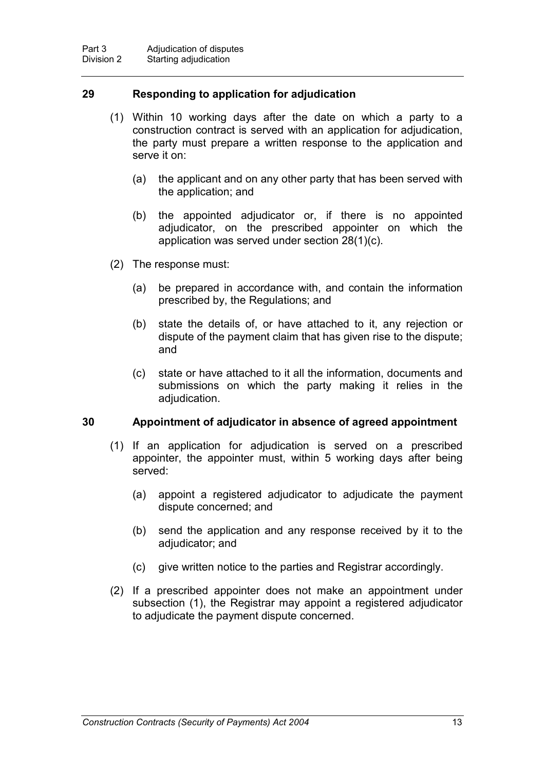## 29 Responding to application for adjudication

(1) Within 10 working days after the date on which a party to a construction contract is served with an application for adjudication, the party must prepare a written response to the application and serve it on:

(a) the applicant and on any other party that has been served with the application; and

(b) the appointed adjudicator or, if there is no appointed adjudicator, on the prescribed appointer on which the application was served under section 28(1)(c).

(2) The response must:

(a) be prepared in accordance with, and contain the information prescribed by, the Regulations; and

(b) state the details of, or have attached to it, any rejection or dispute of the payment claim that has given rise to the dispute; and

(c) state or have attached to it all the information, documents and submissions on which the party making it relies in the adjudication.

## 30 Appointment of adjudicator in absence of agreed appointment

(1) If an application for adjudication is served on a prescribed appointer, the appointer must, within 5 working days after being served:

(a) appoint a registered adjudicator to adjudicate the payment dispute concerned; and

(b) send the application and any response received by it to the adjudicator; and

(c) give written notice to the parties and Registrar accordingly.

(2) If a prescribed appointer does not make an appointment under subsection (1), the Registrar may appoint a registered adjudicator to adjudicate the payment dispute concerned.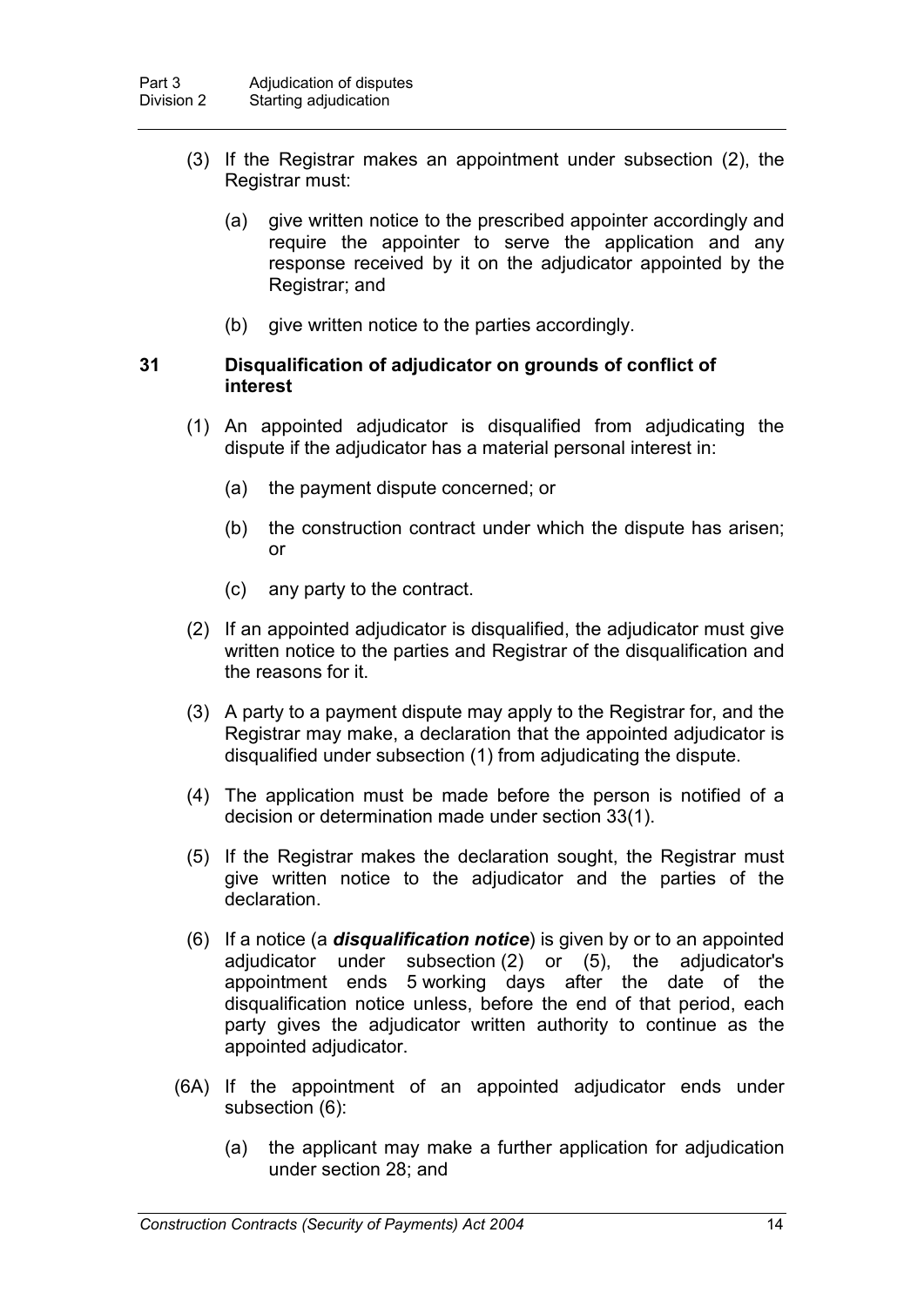(3) If the Registrar makes an appointment under subsection (2), the Registrar must:

(a) give written notice to the prescribed appointer accordingly and require the appointer to serve the application and any response received by it on the adjudicator appointed by the Registrar; and

(b) give written notice to the parties accordingly.

### 31 Disqualification of adjudicator on grounds of conflict of interest

(1) An appointed adjudicator is disqualified from adjudicating the dispute if the adjudicator has a material personal interest in:

(a) the payment dispute concerned; or

(b) the construction contract under which the dispute has arisen; or

(c) any party to the contract.

(2) If an appointed adjudicator is disqualified, the adjudicator must give written notice to the parties and Registrar of the disqualification and the reasons for it.

(3) A party to a payment dispute may apply to the Registrar for, and the Registrar may make, a declaration that the appointed adjudicator is disqualified under subsection (1) from adjudicating the dispute.

(4) The application must be made before the person is notified of a decision or determination made under section 33(1).

(5) If the Registrar makes the declaration sought, the Registrar must give written notice to the adjudicator and the parties of the declaration.

(6) If a notice (a ***disqualification notice***) is given by or to an appointed adjudicator under subsection (2) or (5), the adjudicator's appointment ends 5 working days after the date of the disqualification notice unless, before the end of that period, each party gives the adjudicator written authority to continue as the appointed adjudicator.

(6A) If the appointment of an appointed adjudicator ends under subsection (6):

(a) the applicant may make a further application for adjudication under section 28; and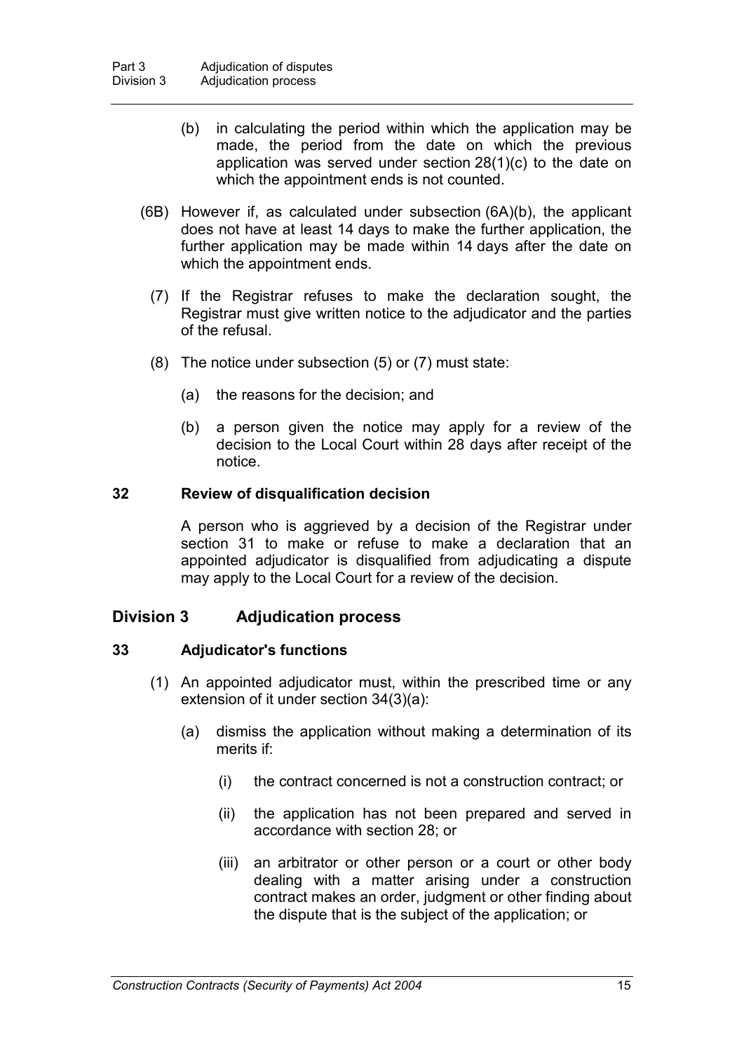(b) in calculating the period within which the application may be made, the period from the date on which the previous application was served under section 28(1)(c) to the date on which the appointment ends is not counted.

(6B) However if, as calculated under subsection (6A)(b), the applicant does not have at least 14 days to make the further application, the further application may be made within 14 days after the date on which the appointment ends.

(7) If the Registrar refuses to make the declaration sought, the Registrar must give written notice to the adjudicator and the parties of the refusal.

(8) The notice under subsection (5) or (7) must state:

(a) the reasons for the decision; and

(b) a person given the notice may apply for a review of the decision to the Local Court within 28 days after receipt of the notice.

### 32 Review of disqualification decision

A person who is aggrieved by a decision of the Registrar under section 31 to make or refuse to make a declaration that an appointed adjudicator is disqualified from adjudicating a dispute may apply to the Local Court for a review of the decision.

## Division 3 Adjudication process

### 33 Adjudicator's functions

(1) An appointed adjudicator must, within the prescribed time or any extension of it under section 34(3)(a):

(a) dismiss the application without making a determination of its merits if:

(i) the contract concerned is not a construction contract; or

(ii) the application has not been prepared and served in accordance with section 28; or

(iii) an arbitrator or other person or a court or other body dealing with a matter arising under a construction contract makes an order, judgment or other finding about the dispute that is the subject of the application; or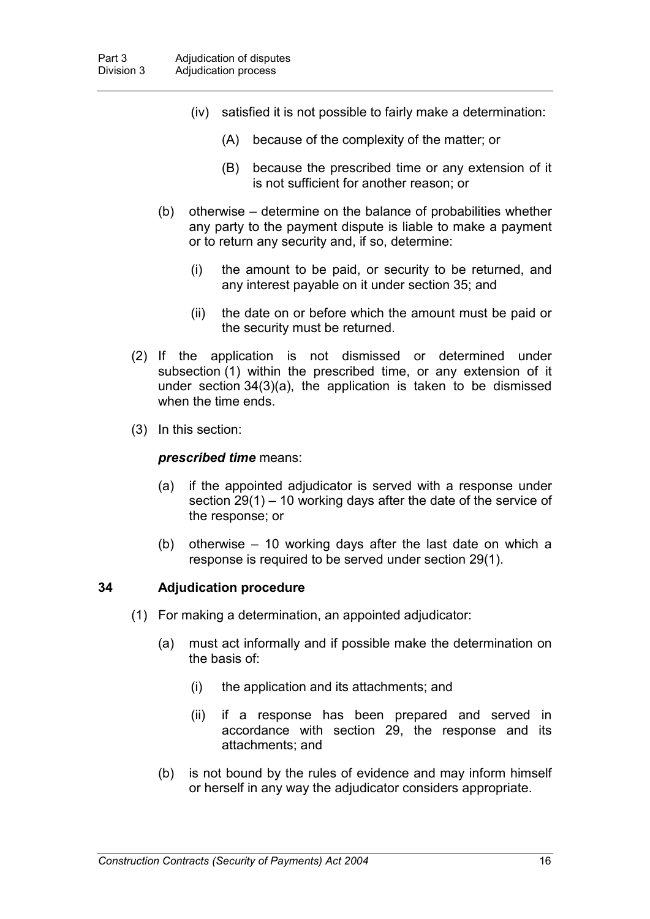(iv) satisfied it is not possible to fairly make a determination:

(A) because of the complexity of the matter; or

(B) because the prescribed time or any extension of it is not sufficient for another reason; or

(b) otherwise – determine on the balance of probabilities whether any party to the payment dispute is liable to make a payment or to return any security and, if so, determine:

(i) the amount to be paid, or security to be returned, and any interest payable on it under section 35; and

(ii) the date on or before which the amount must be paid or the security must be returned.

(2) If the application is not dismissed or determined under subsection (1) within the prescribed time, or any extension of it under section 34(3)(a), the application is taken to be dismissed when the time ends.

(3) In this section:

***prescribed time*** means:

(a) if the appointed adjudicator is served with a response under section 29(1) – 10 working days after the date of the service of the response; or

(b) otherwise – 10 working days after the last date on which a response is required to be served under section 29(1).

### 34 Adjudication procedure

(1) For making a determination, an appointed adjudicator:

(a) must act informally and if possible make the determination on the basis of:

(i) the application and its attachments; and

(ii) if a response has been prepared and served in accordance with section 29, the response and its attachments; and

(b) is not bound by the rules of evidence and may inform himself or herself in any way the adjudicator considers appropriate.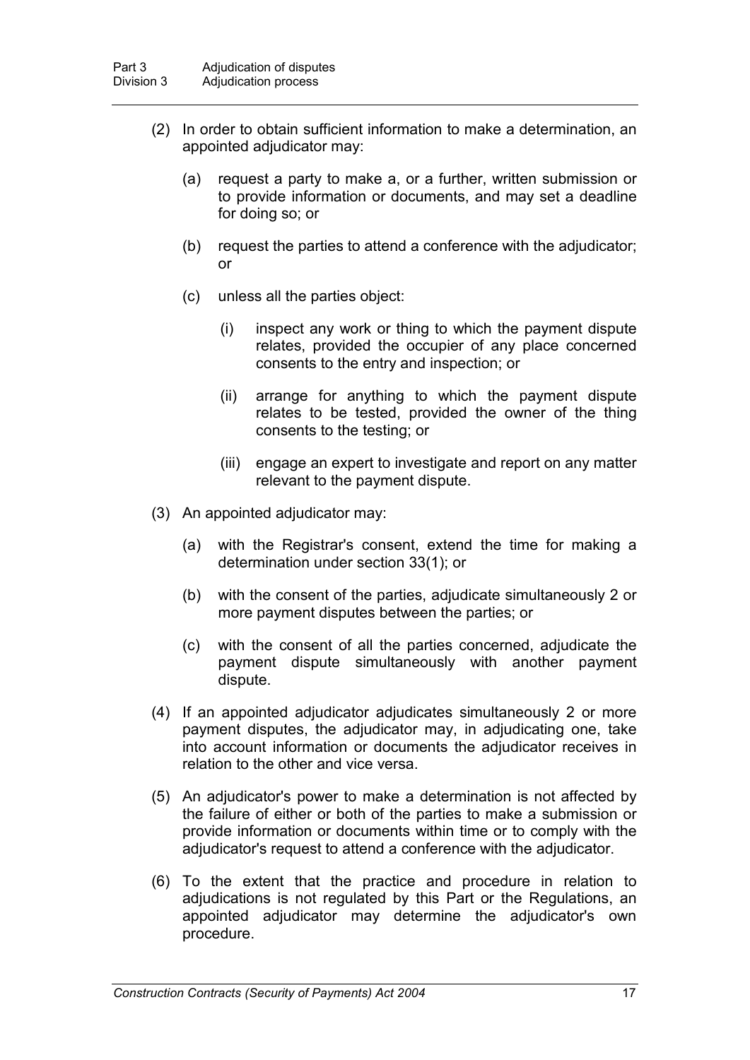(2) In order to obtain sufficient information to make a determination, an appointed adjudicator may:

   (a) request a party to make a, or a further, written submission or to provide information or documents, and may set a deadline for doing so; or

   (b) request the parties to attend a conference with the adjudicator; or

   (c) unless all the parties object:

      (i) inspect any work or thing to which the payment dispute relates, provided the occupier of any place concerned consents to the entry and inspection; or

      (ii) arrange for anything to which the payment dispute relates to be tested, provided the owner of the thing consents to the testing; or

      (iii) engage an expert to investigate and report on any matter relevant to the payment dispute.

(3) An appointed adjudicator may:

   (a) with the Registrar's consent, extend the time for making a determination under section 33(1); or

   (b) with the consent of the parties, adjudicate simultaneously 2 or more payment disputes between the parties; or

   (c) with the consent of all the parties concerned, adjudicate the payment dispute simultaneously with another payment dispute.

(4) If an appointed adjudicator adjudicates simultaneously 2 or more payment disputes, the adjudicator may, in adjudicating one, take into account information or documents the adjudicator receives in relation to the other and vice versa.

(5) An adjudicator's power to make a determination is not affected by the failure of either or both of the parties to make a submission or provide information or documents within time or to comply with the adjudicator's request to attend a conference with the adjudicator.

(6) To the extent that the practice and procedure in relation to adjudications is not regulated by this Part or the Regulations, an appointed adjudicator may determine the adjudicator's own procedure.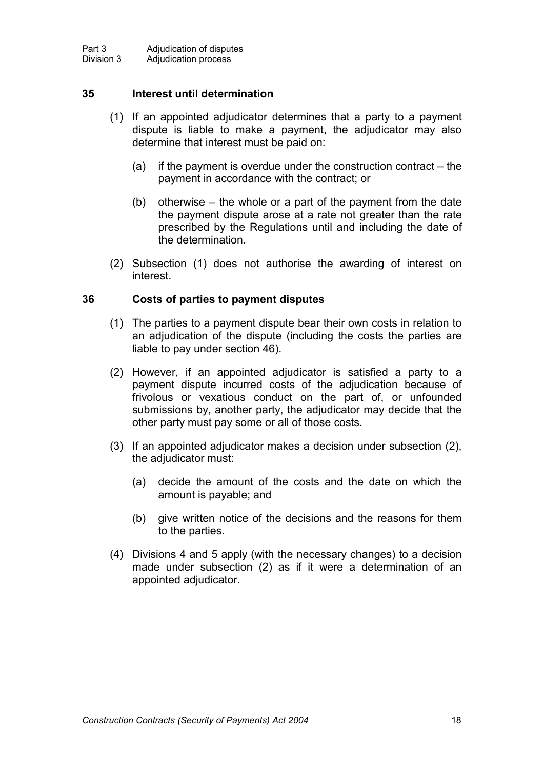### 35 Interest until determination

(1) If an appointed adjudicator determines that a party to a payment dispute is liable to make a payment, the adjudicator may also determine that interest must be paid on:

(a) if the payment is overdue under the construction contract – the payment in accordance with the contract; or

(b) otherwise – the whole or a part of the payment from the date the payment dispute arose at a rate not greater than the rate prescribed by the Regulations until and including the date of the determination.

(2) Subsection (1) does not authorise the awarding of interest on interest.

### 36 Costs of parties to payment disputes

(1) The parties to a payment dispute bear their own costs in relation to an adjudication of the dispute (including the costs the parties are liable to pay under section 46).

(2) However, if an appointed adjudicator is satisfied a party to a payment dispute incurred costs of the adjudication because of frivolous or vexatious conduct on the part of, or unfounded submissions by, another party, the adjudicator may decide that the other party must pay some or all of those costs.

(3) If an appointed adjudicator makes a decision under subsection (2), the adjudicator must:

(a) decide the amount of the costs and the date on which the amount is payable; and

(b) give written notice of the decisions and the reasons for them to the parties.

(4) Divisions 4 and 5 apply (with the necessary changes) to a decision made under subsection (2) as if it were a determination of an appointed adjudicator.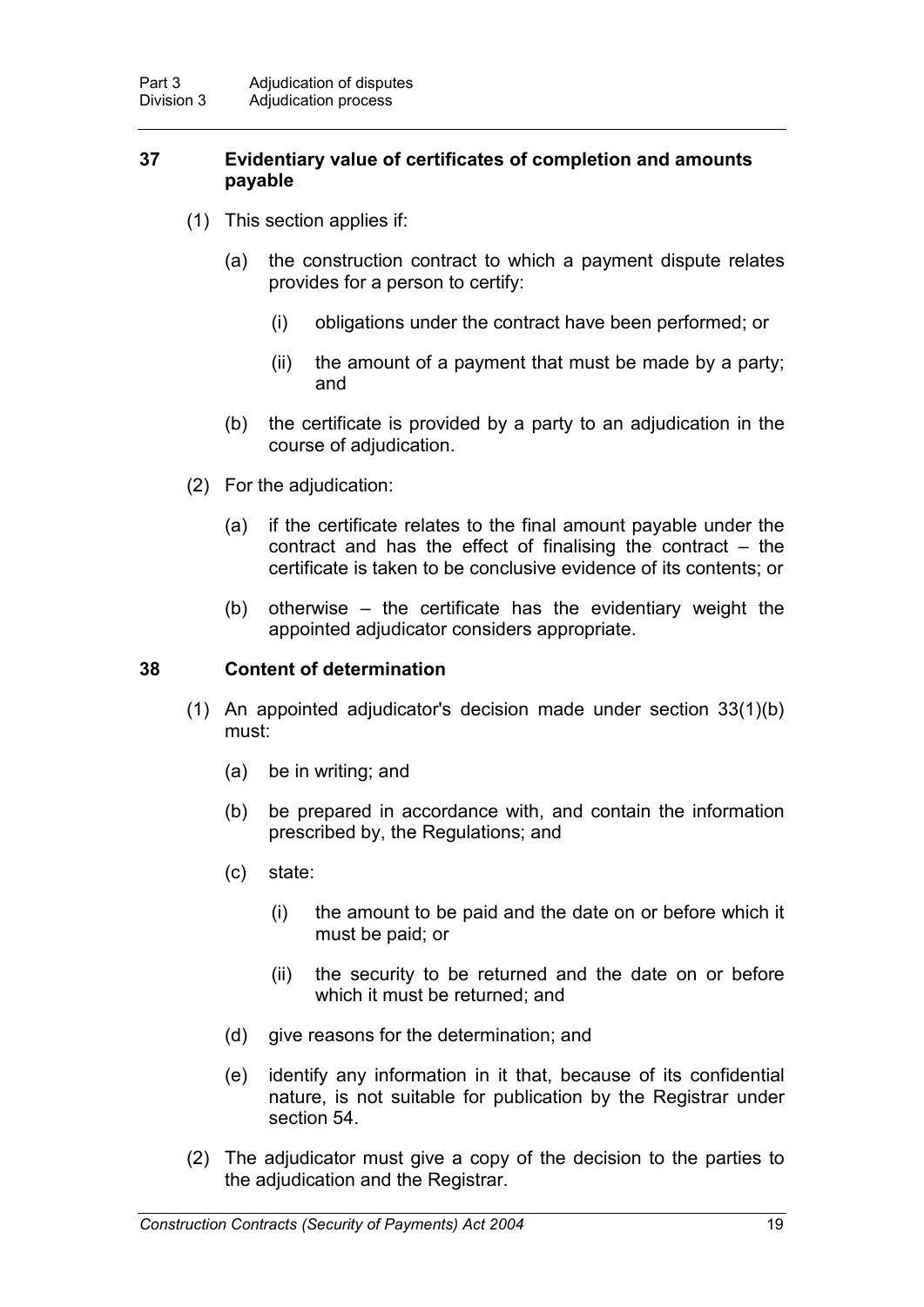## 37 Evidentiary value of certificates of completion and amounts payable

(1) This section applies if:

(a) the construction contract to which a payment dispute relates provides for a person to certify:

(i) obligations under the contract have been performed; or

(ii) the amount of a payment that must be made by a party; and

(b) the certificate is provided by a party to an adjudication in the course of adjudication.

(2) For the adjudication:

(a) if the certificate relates to the final amount payable under the contract and has the effect of finalising the contract – the certificate is taken to be conclusive evidence of its contents; or

(b) otherwise – the certificate has the evidentiary weight the appointed adjudicator considers appropriate.

## 38 Content of determination

(1) An appointed adjudicator's decision made under section 33(1)(b) must:

(a) be in writing; and

(b) be prepared in accordance with, and contain the information prescribed by, the Regulations; and

(c) state:

(i) the amount to be paid and the date on or before which it must be paid; or

(ii) the security to be returned and the date on or before which it must be returned; and

(d) give reasons for the determination; and

(e) identify any information in it that, because of its confidential nature, is not suitable for publication by the Registrar under section 54.

(2) The adjudicator must give a copy of the decision to the parties to the adjudication and the Registrar.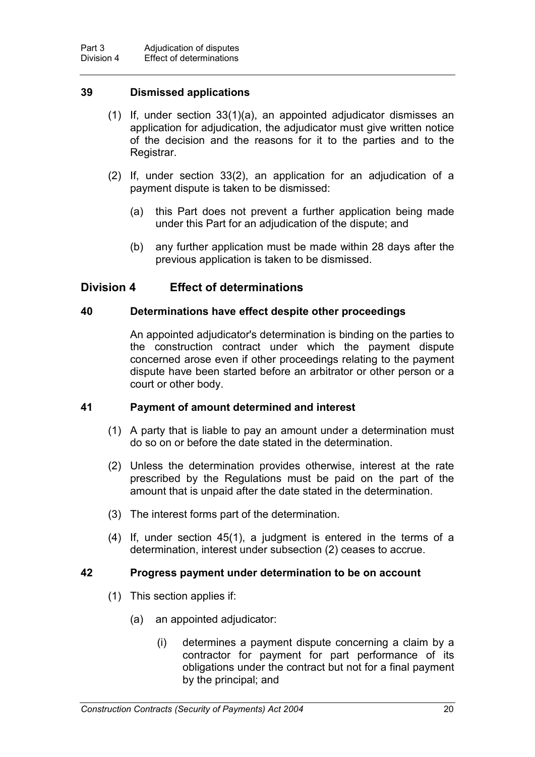### 39 Dismissed applications

(1) If, under section 33(1)(a), an appointed adjudicator dismisses an application for adjudication, the adjudicator must give written notice of the decision and the reasons for it to the parties and to the Registrar.

(2) If, under section 33(2), an application for an adjudication of a payment dispute is taken to be dismissed:

(a) this Part does not prevent a further application being made under this Part for an adjudication of the dispute; and

(b) any further application must be made within 28 days after the previous application is taken to be dismissed.

## Division 4 Effect of determinations

### 40 Determinations have effect despite other proceedings

An appointed adjudicator's determination is binding on the parties to the construction contract under which the payment dispute concerned arose even if other proceedings relating to the payment dispute have been started before an arbitrator or other person or a court or other body.

### 41 Payment of amount determined and interest

(1) A party that is liable to pay an amount under a determination must do so on or before the date stated in the determination.

(2) Unless the determination provides otherwise, interest at the rate prescribed by the Regulations must be paid on the part of the amount that is unpaid after the date stated in the determination.

(3) The interest forms part of the determination.

(4) If, under section 45(1), a judgment is entered in the terms of a determination, interest under subsection (2) ceases to accrue.

### 42 Progress payment under determination to be on account

(1) This section applies if:

(a) an appointed adjudicator:

(i) determines a payment dispute concerning a claim by a contractor for payment for part performance of its obligations under the contract but not for a final payment by the principal; and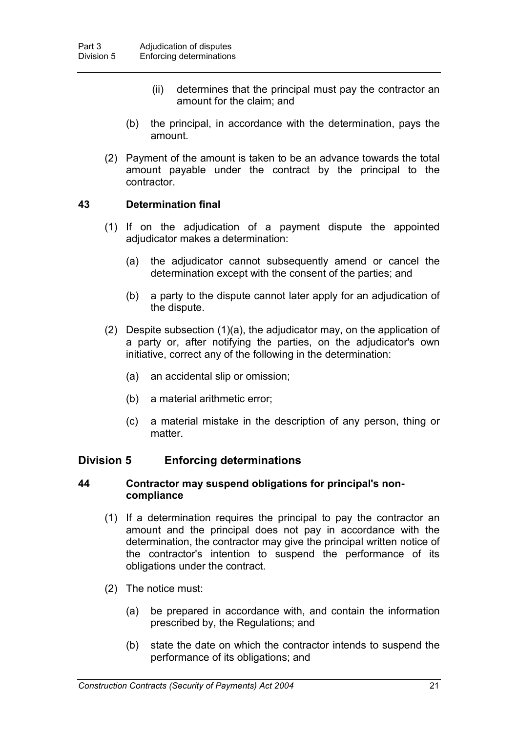(ii) determines that the principal must pay the contractor an amount for the claim; and

(b) the principal, in accordance with the determination, pays the amount.

(2) Payment of the amount is taken to be an advance towards the total amount payable under the contract by the principal to the contractor.

### 43 Determination final

(1) If on the adjudication of a payment dispute the appointed adjudicator makes a determination:

(a) the adjudicator cannot subsequently amend or cancel the determination except with the consent of the parties; and

(b) a party to the dispute cannot later apply for an adjudication of the dispute.

(2) Despite subsection (1)(a), the adjudicator may, on the application of a party or, after notifying the parties, on the adjudicator's own initiative, correct any of the following in the determination:

(a) an accidental slip or omission;

(b) a material arithmetic error;

(c) a material mistake in the description of any person, thing or matter.

## Division 5 Enforcing determinations

### 44 Contractor may suspend obligations for principal's non-compliance

(1) If a determination requires the principal to pay the contractor an amount and the principal does not pay in accordance with the determination, the contractor may give the principal written notice of the contractor's intention to suspend the performance of its obligations under the contract.

(2) The notice must:

(a) be prepared in accordance with, and contain the information prescribed by, the Regulations; and

(b) state the date on which the contractor intends to suspend the performance of its obligations; and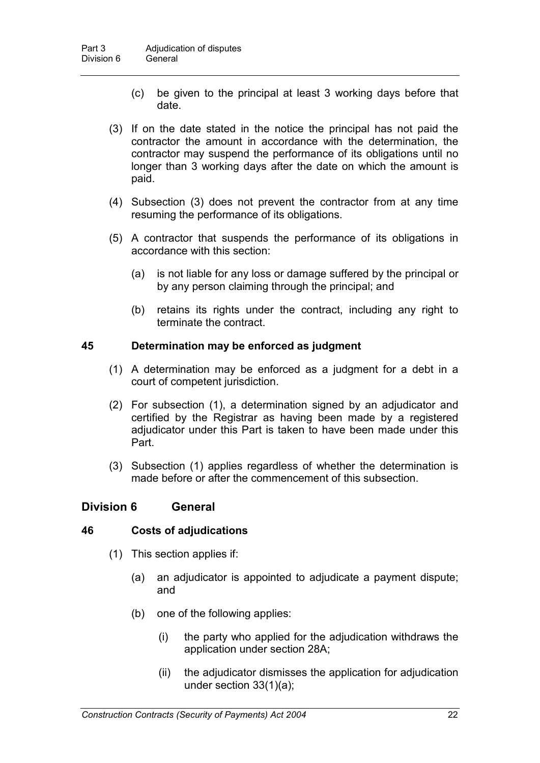(c) be given to the principal at least 3 working days before that date.

(3) If on the date stated in the notice the principal has not paid the contractor the amount in accordance with the determination, the contractor may suspend the performance of its obligations until no longer than 3 working days after the date on which the amount is paid.

(4) Subsection (3) does not prevent the contractor from at any time resuming the performance of its obligations.

(5) A contractor that suspends the performance of its obligations in accordance with this section:

(a) is not liable for any loss or damage suffered by the principal or by any person claiming through the principal; and

(b) retains its rights under the contract, including any right to terminate the contract.

### 45 Determination may be enforced as judgment

(1) A determination may be enforced as a judgment for a debt in a court of competent jurisdiction.

(2) For subsection (1), a determination signed by an adjudicator and certified by the Registrar as having been made by a registered adjudicator under this Part is taken to have been made under this Part.

(3) Subsection (1) applies regardless of whether the determination is made before or after the commencement of this subsection.

## Division 6 General

### 46 Costs of adjudications

(1) This section applies if:

(a) an adjudicator is appointed to adjudicate a payment dispute; and

(b) one of the following applies:

(i) the party who applied for the adjudication withdraws the application under section 28A;

(ii) the adjudicator dismisses the application for adjudication under section 33(1)(a);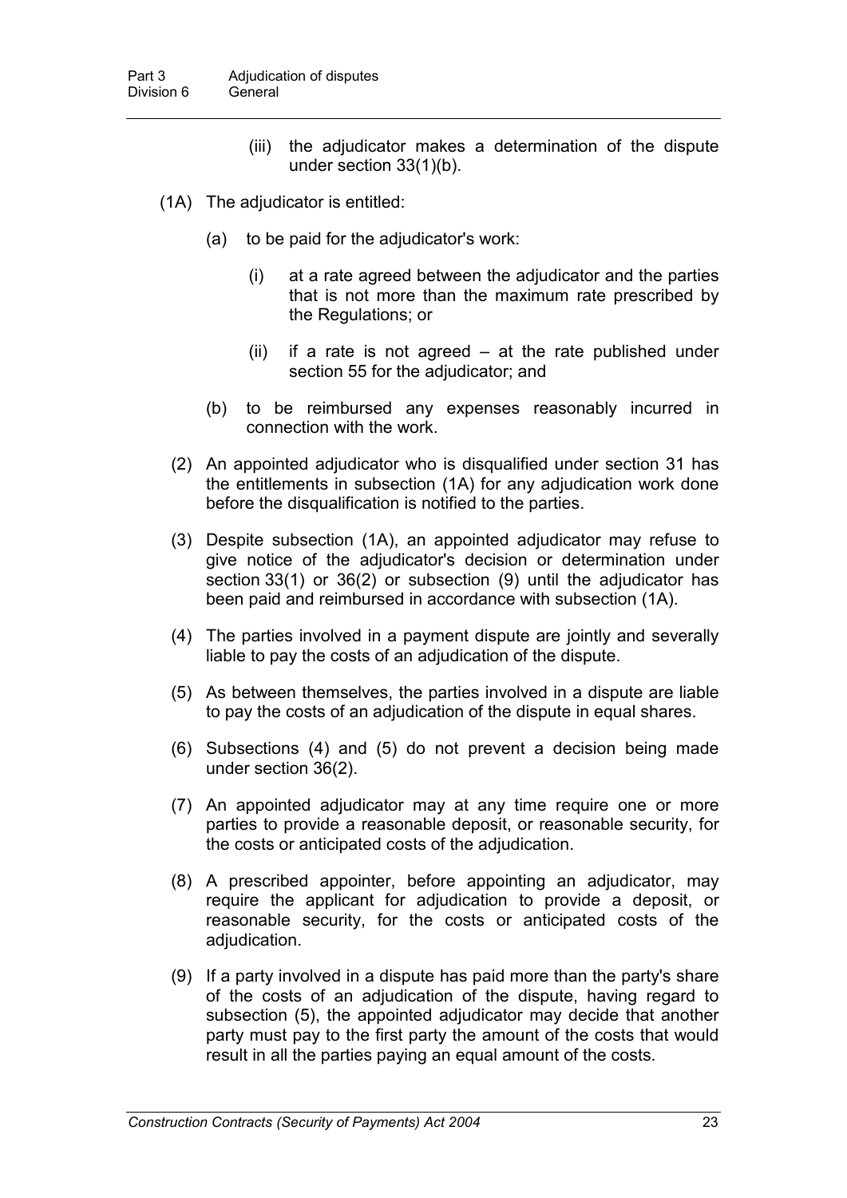(iii) the adjudicator makes a determination of the dispute under section 33(1)(b).

(1A) The adjudicator is entitled:

(a) to be paid for the adjudicator's work:

(i) at a rate agreed between the adjudicator and the parties that is not more than the maximum rate prescribed by the Regulations; or

(ii) if a rate is not agreed – at the rate published under section 55 for the adjudicator; and

(b) to be reimbursed any expenses reasonably incurred in connection with the work.

(2) An appointed adjudicator who is disqualified under section 31 has the entitlements in subsection (1A) for any adjudication work done before the disqualification is notified to the parties.

(3) Despite subsection (1A), an appointed adjudicator may refuse to give notice of the adjudicator's decision or determination under section 33(1) or 36(2) or subsection (9) until the adjudicator has been paid and reimbursed in accordance with subsection (1A).

(4) The parties involved in a payment dispute are jointly and severally liable to pay the costs of an adjudication of the dispute.

(5) As between themselves, the parties involved in a dispute are liable to pay the costs of an adjudication of the dispute in equal shares.

(6) Subsections (4) and (5) do not prevent a decision being made under section 36(2).

(7) An appointed adjudicator may at any time require one or more parties to provide a reasonable deposit, or reasonable security, for the costs or anticipated costs of the adjudication.

(8) A prescribed appointer, before appointing an adjudicator, may require the applicant for adjudication to provide a deposit, or reasonable security, for the costs or anticipated costs of the adjudication.

(9) If a party involved in a dispute has paid more than the party's share of the costs of an adjudication of the dispute, having regard to subsection (5), the appointed adjudicator may decide that another party must pay to the first party the amount of the costs that would result in all the parties paying an equal amount of the costs.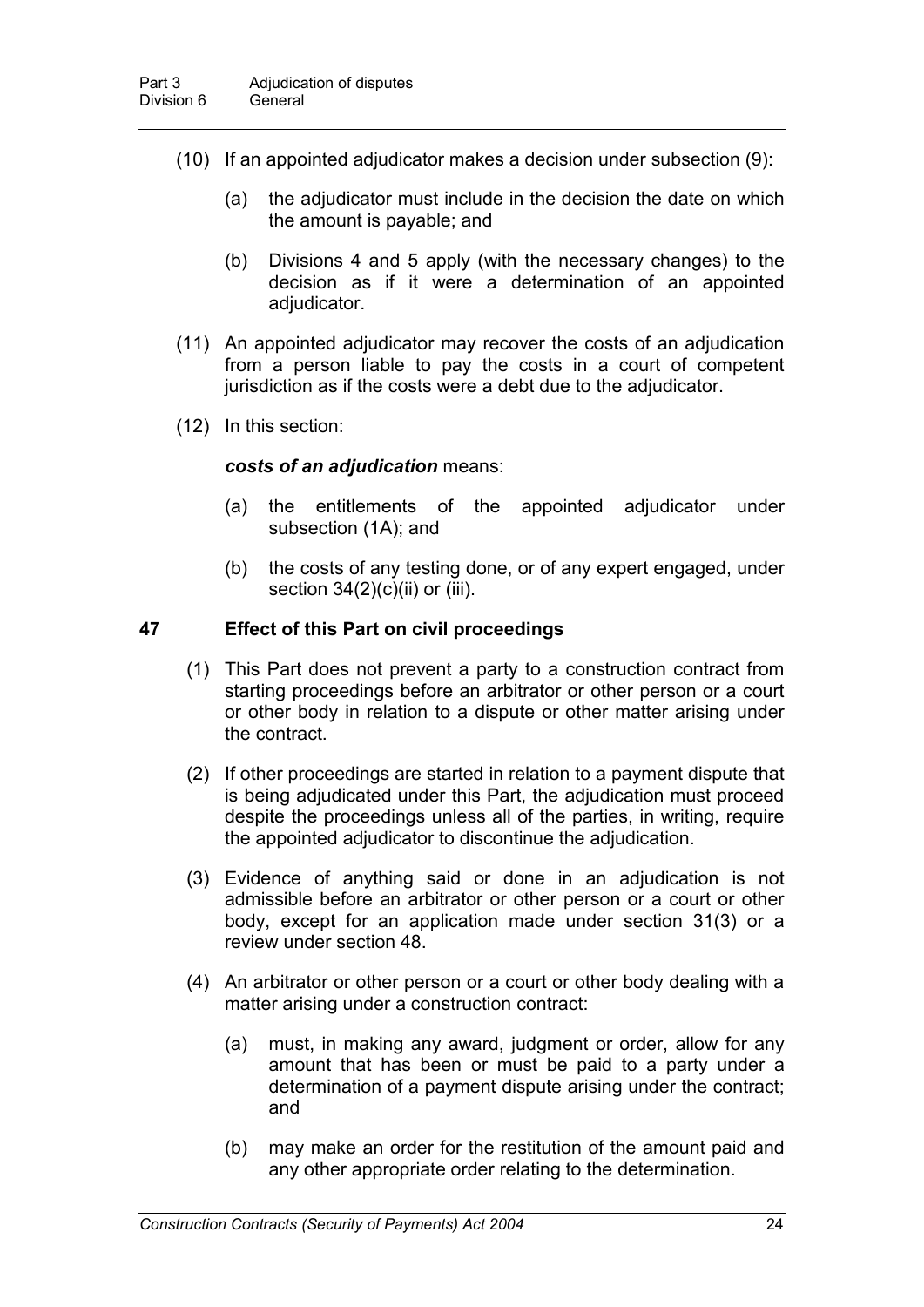(10) If an appointed adjudicator makes a decision under subsection (9):

(a) the adjudicator must include in the decision the date on which the amount is payable; and

(b) Divisions 4 and 5 apply (with the necessary changes) to the decision as if it were a determination of an appointed adjudicator.

(11) An appointed adjudicator may recover the costs of an adjudication from a person liable to pay the costs in a court of competent jurisdiction as if the costs were a debt due to the adjudicator.

(12) In this section:

***costs of an adjudication*** means:

(a) the entitlements of the appointed adjudicator under subsection (1A); and

(b) the costs of any testing done, or of any expert engaged, under section 34(2)(c)(ii) or (iii).

### 47 Effect of this Part on civil proceedings

(1) This Part does not prevent a party to a construction contract from starting proceedings before an arbitrator or other person or a court or other body in relation to a dispute or other matter arising under the contract.

(2) If other proceedings are started in relation to a payment dispute that is being adjudicated under this Part, the adjudication must proceed despite the proceedings unless all of the parties, in writing, require the appointed adjudicator to discontinue the adjudication.

(3) Evidence of anything said or done in an adjudication is not admissible before an arbitrator or other person or a court or other body, except for an application made under section 31(3) or a review under section 48.

(4) An arbitrator or other person or a court or other body dealing with a matter arising under a construction contract:

(a) must, in making any award, judgment or order, allow for any amount that has been or must be paid to a party under a determination of a payment dispute arising under the contract; and

(b) may make an order for the restitution of the amount paid and any other appropriate order relating to the determination.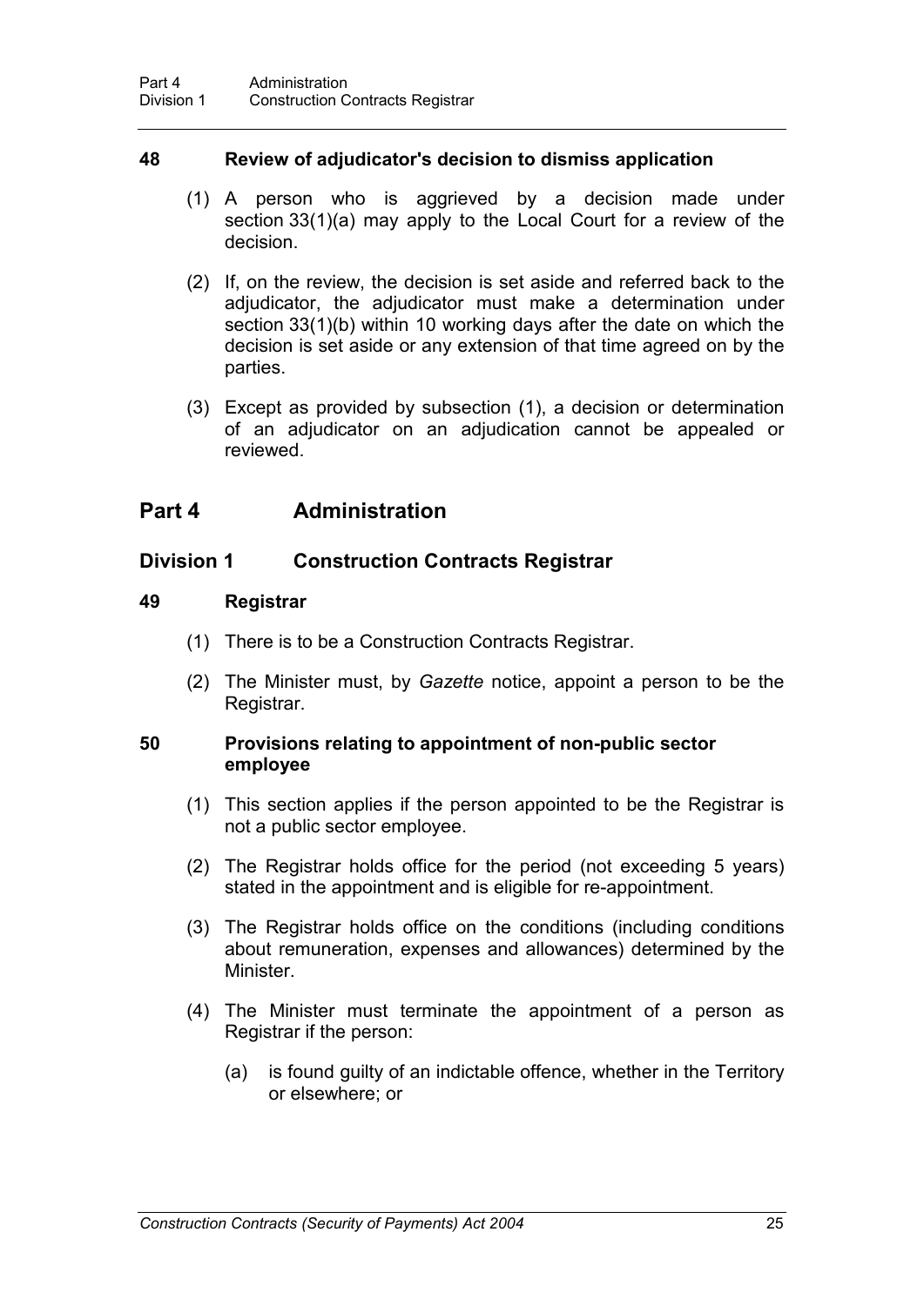### 48 Review of adjudicator's decision to dismiss application

(1) A person who is aggrieved by a decision made under section 33(1)(a) may apply to the Local Court for a review of the decision.

(2) If, on the review, the decision is set aside and referred back to the adjudicator, the adjudicator must make a determination under section 33(1)(b) within 10 working days after the date on which the decision is set aside or any extension of that time agreed on by the parties.

(3) Except as provided by subsection (1), a decision or determination of an adjudicator on an adjudication cannot be appealed or reviewed.

# Part 4 Administration

## Division 1 Construction Contracts Registrar

### 49 Registrar

(1) There is to be a Construction Contracts Registrar.

(2) The Minister must, by *Gazette* notice, appoint a person to be the Registrar.

### 50 Provisions relating to appointment of non-public sector employee

(1) This section applies if the person appointed to be the Registrar is not a public sector employee.

(2) The Registrar holds office for the period (not exceeding 5 years) stated in the appointment and is eligible for re-appointment.

(3) The Registrar holds office on the conditions (including conditions about remuneration, expenses and allowances) determined by the Minister.

(4) The Minister must terminate the appointment of a person as Registrar if the person:

(a) is found guilty of an indictable offence, whether in the Territory or elsewhere; or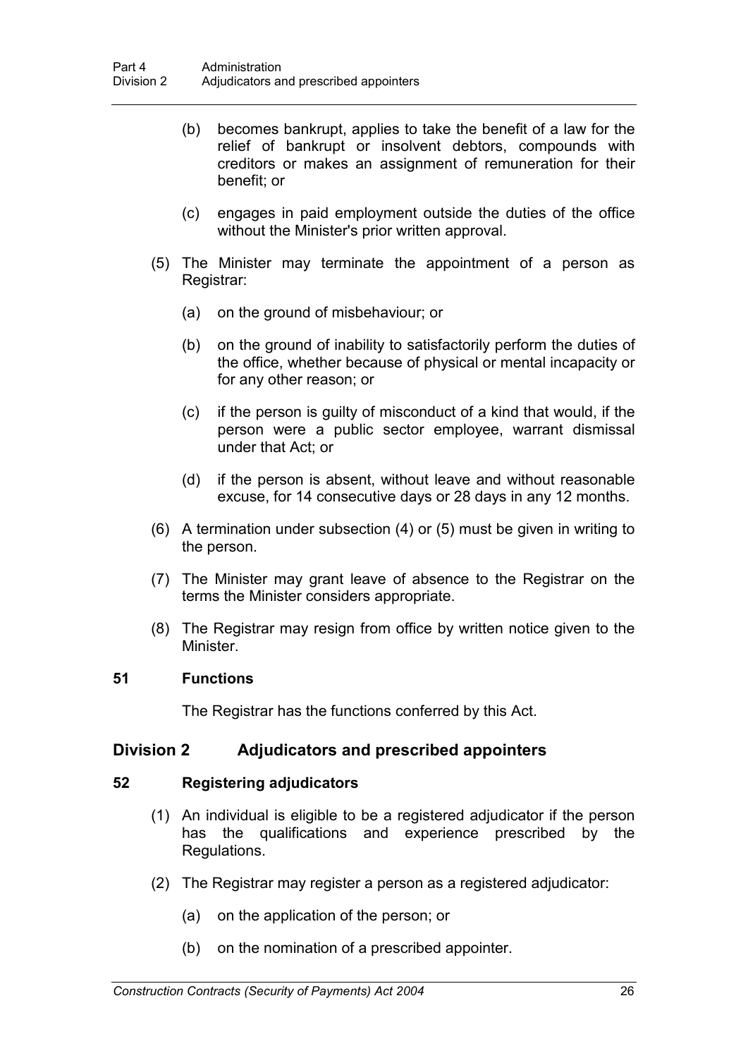(b) becomes bankrupt, applies to take the benefit of a law for the relief of bankrupt or insolvent debtors, compounds with creditors or makes an assignment of remuneration for their benefit; or

(c) engages in paid employment outside the duties of the office without the Minister's prior written approval.

(5) The Minister may terminate the appointment of a person as Registrar:

(a) on the ground of misbehaviour; or

(b) on the ground of inability to satisfactorily perform the duties of the office, whether because of physical or mental incapacity or for any other reason; or

(c) if the person is guilty of misconduct of a kind that would, if the person were a public sector employee, warrant dismissal under that Act; or

(d) if the person is absent, without leave and without reasonable excuse, for 14 consecutive days or 28 days in any 12 months.

(6) A termination under subsection (4) or (5) must be given in writing to the person.

(7) The Minister may grant leave of absence to the Registrar on the terms the Minister considers appropriate.

(8) The Registrar may resign from office by written notice given to the Minister.

### 51 Functions

The Registrar has the functions conferred by this Act.

## Division 2 Adjudicators and prescribed appointers

### 52 Registering adjudicators

(1) An individual is eligible to be a registered adjudicator if the person has the qualifications and experience prescribed by the Regulations.

(2) The Registrar may register a person as a registered adjudicator:

(a) on the application of the person; or

(b) on the nomination of a prescribed appointer.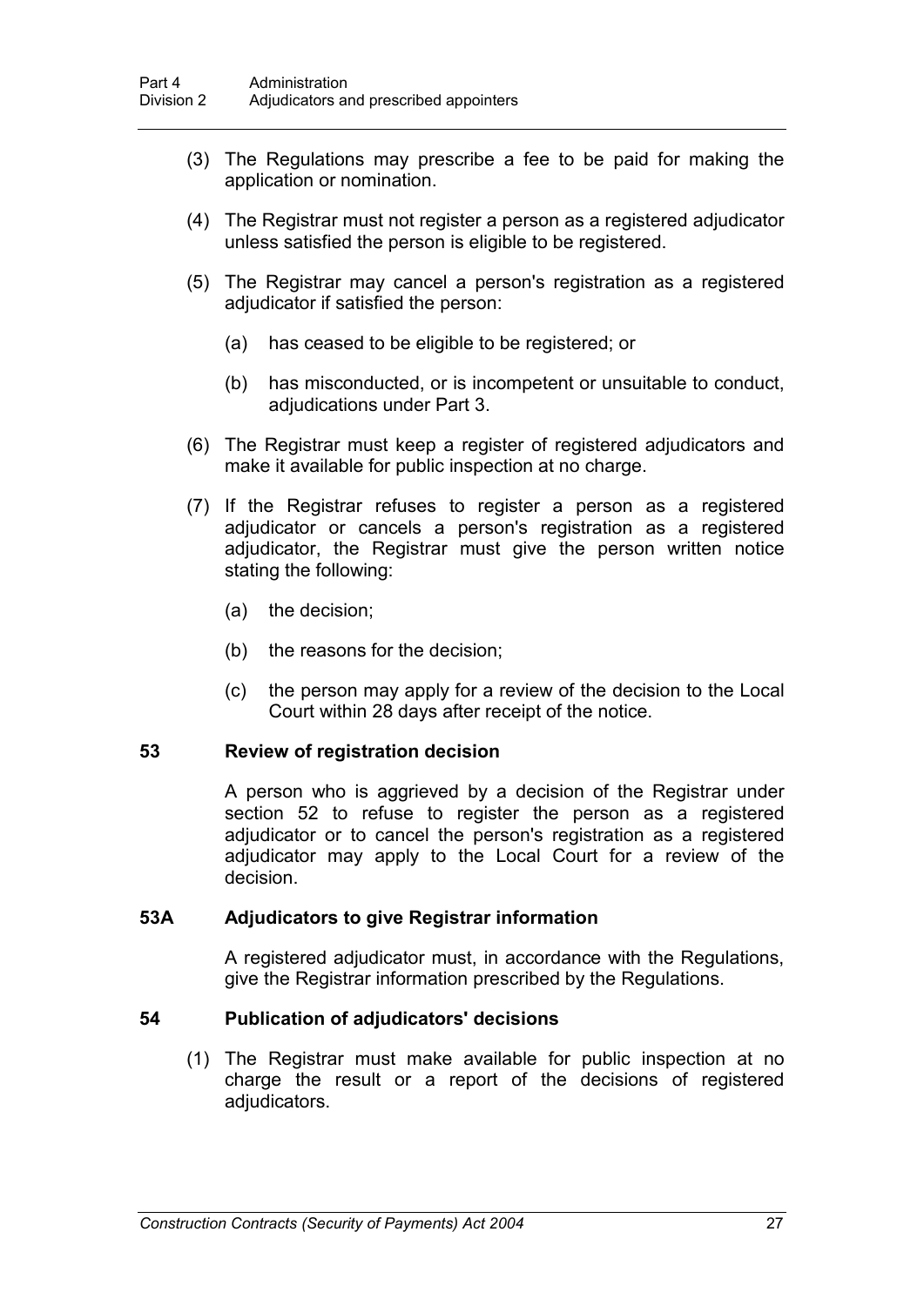(3) The Regulations may prescribe a fee to be paid for making the application or nomination.

(4) The Registrar must not register a person as a registered adjudicator unless satisfied the person is eligible to be registered.

(5) The Registrar may cancel a person's registration as a registered adjudicator if satisfied the person:

  (a) has ceased to be eligible to be registered; or

  (b) has misconducted, or is incompetent or unsuitable to conduct, adjudications under Part 3.

(6) The Registrar must keep a register of registered adjudicators and make it available for public inspection at no charge.

(7) If the Registrar refuses to register a person as a registered adjudicator or cancels a person's registration as a registered adjudicator, the Registrar must give the person written notice stating the following:

  (a) the decision;

  (b) the reasons for the decision;

  (c) the person may apply for a review of the decision to the Local Court within 28 days after receipt of the notice.

### 53 Review of registration decision

A person who is aggrieved by a decision of the Registrar under section 52 to refuse to register the person as a registered adjudicator or to cancel the person's registration as a registered adjudicator may apply to the Local Court for a review of the decision.

### 53A Adjudicators to give Registrar information

A registered adjudicator must, in accordance with the Regulations, give the Registrar information prescribed by the Regulations.

### 54 Publication of adjudicators' decisions

(1) The Registrar must make available for public inspection at no charge the result or a report of the decisions of registered adjudicators.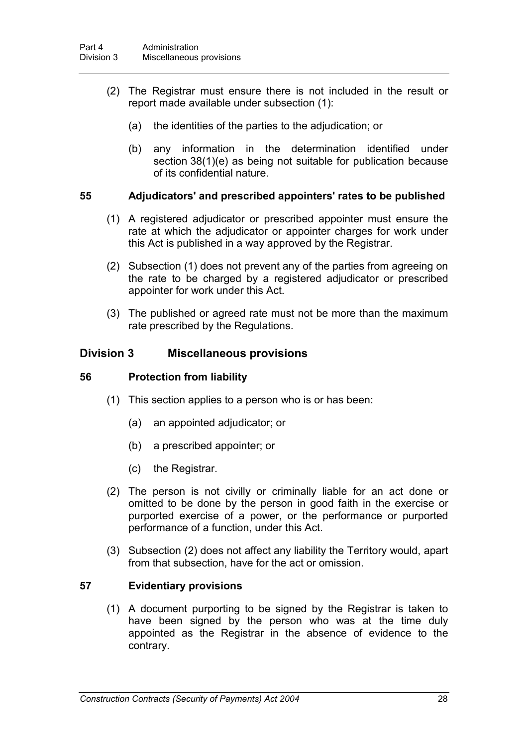(2) The Registrar must ensure there is not included in the result or report made available under subsection (1):

(a) the identities of the parties to the adjudication; or

(b) any information in the determination identified under section 38(1)(e) as being not suitable for publication because of its confidential nature.

### 55 Adjudicators' and prescribed appointers' rates to be published

(1) A registered adjudicator or prescribed appointer must ensure the rate at which the adjudicator or appointer charges for work under this Act is published in a way approved by the Registrar.

(2) Subsection (1) does not prevent any of the parties from agreeing on the rate to be charged by a registered adjudicator or prescribed appointer for work under this Act.

(3) The published or agreed rate must not be more than the maximum rate prescribed by the Regulations.

## Division 3 Miscellaneous provisions

### 56 Protection from liability

(1) This section applies to a person who is or has been:

(a) an appointed adjudicator; or

(b) a prescribed appointer; or

(c) the Registrar.

(2) The person is not civilly or criminally liable for an act done or omitted to be done by the person in good faith in the exercise or purported exercise of a power, or the performance or purported performance of a function, under this Act.

(3) Subsection (2) does not affect any liability the Territory would, apart from that subsection, have for the act or omission.

### 57 Evidentiary provisions

(1) A document purporting to be signed by the Registrar is taken to have been signed by the person who was at the time duly appointed as the Registrar in the absence of evidence to the contrary.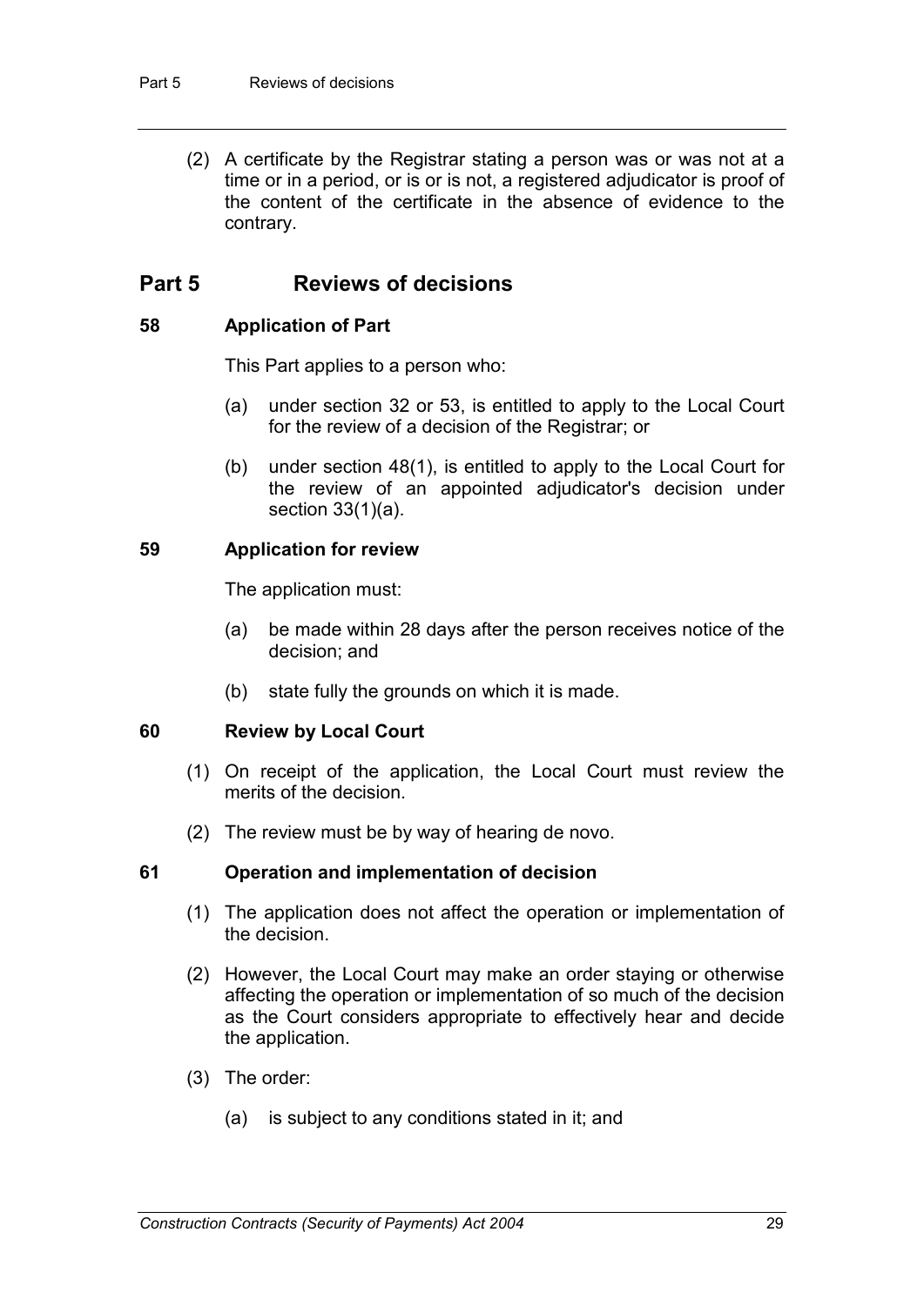(2) A certificate by the Registrar stating a person was or was not at a time or in a period, or is or is not, a registered adjudicator is proof of the content of the certificate in the absence of evidence to the contrary.

## Part 5 Reviews of decisions

### 58 Application of Part

This Part applies to a person who:

(a) under section 32 or 53, is entitled to apply to the Local Court for the review of a decision of the Registrar; or

(b) under section 48(1), is entitled to apply to the Local Court for the review of an appointed adjudicator's decision under section 33(1)(a).

### 59 Application for review

The application must:

(a) be made within 28 days after the person receives notice of the decision; and

(b) state fully the grounds on which it is made.

### 60 Review by Local Court

(1) On receipt of the application, the Local Court must review the merits of the decision.

(2) The review must be by way of hearing de novo.

### 61 Operation and implementation of decision

(1) The application does not affect the operation or implementation of the decision.

(2) However, the Local Court may make an order staying or otherwise affecting the operation or implementation of so much of the decision as the Court considers appropriate to effectively hear and decide the application.

(3) The order:

(a) is subject to any conditions stated in it; and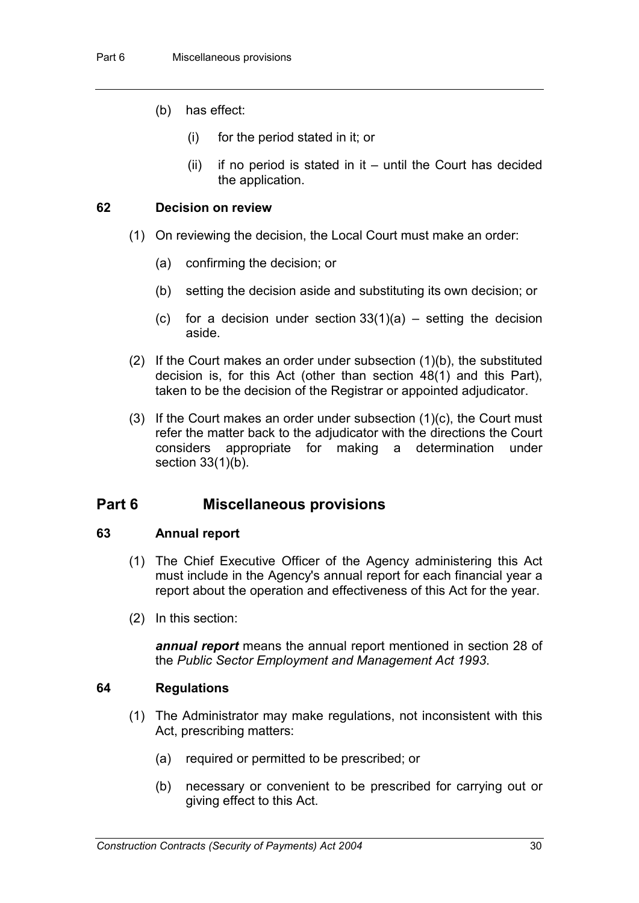(b) has effect:

(i) for the period stated in it; or

(ii) if no period is stated in it – until the Court has decided the application.

### 62 Decision on review

(1) On reviewing the decision, the Local Court must make an order:

(a) confirming the decision; or

(b) setting the decision aside and substituting its own decision; or

(c) for a decision under section 33(1)(a) – setting the decision aside.

(2) If the Court makes an order under subsection (1)(b), the substituted decision is, for this Act (other than section 48(1) and this Part), taken to be the decision of the Registrar or appointed adjudicator.

(3) If the Court makes an order under subsection (1)(c), the Court must refer the matter back to the adjudicator with the directions the Court considers appropriate for making a determination under section 33(1)(b).

## Part 6 Miscellaneous provisions

### 63 Annual report

(1) The Chief Executive Officer of the Agency administering this Act must include in the Agency's annual report for each financial year a report about the operation and effectiveness of this Act for the year.

(2) In this section:

***annual report*** means the annual report mentioned in section 28 of the *Public Sector Employment and Management Act 1993*.

### 64 Regulations

(1) The Administrator may make regulations, not inconsistent with this Act, prescribing matters:

(a) required or permitted to be prescribed; or

(b) necessary or convenient to be prescribed for carrying out or giving effect to this Act.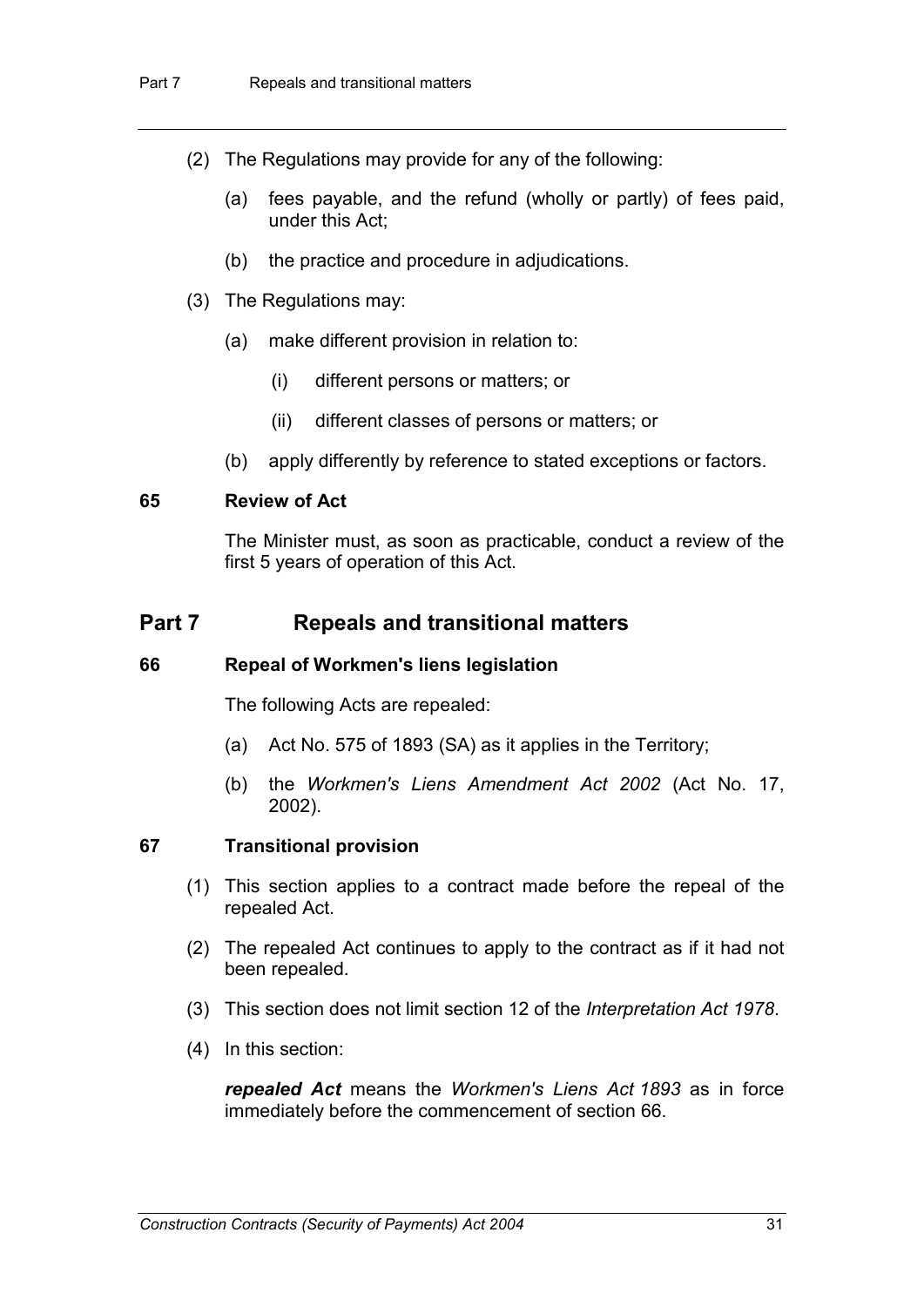(2) The Regulations may provide for any of the following:

(a) fees payable, and the refund (wholly or partly) of fees paid, under this Act;

(b) the practice and procedure in adjudications.

(3) The Regulations may:

(a) make different provision in relation to:

(i) different persons or matters; or

(ii) different classes of persons or matters; or

(b) apply differently by reference to stated exceptions or factors.

### 65 Review of Act

The Minister must, as soon as practicable, conduct a review of the first 5 years of operation of this Act.

## Part 7 Repeals and transitional matters

### 66 Repeal of Workmen's liens legislation

The following Acts are repealed:

(a) Act No. 575 of 1893 (SA) as it applies in the Territory;

(b) the *Workmen's Liens Amendment Act 2002* (Act No. 17, 2002).

### 67 Transitional provision

(1) This section applies to a contract made before the repeal of the repealed Act.

(2) The repealed Act continues to apply to the contract as if it had not been repealed.

(3) This section does not limit section 12 of the *Interpretation Act 1978*.

(4) In this section:

***repealed Act*** means the *Workmen's Liens Act 1893* as in force immediately before the commencement of section 66.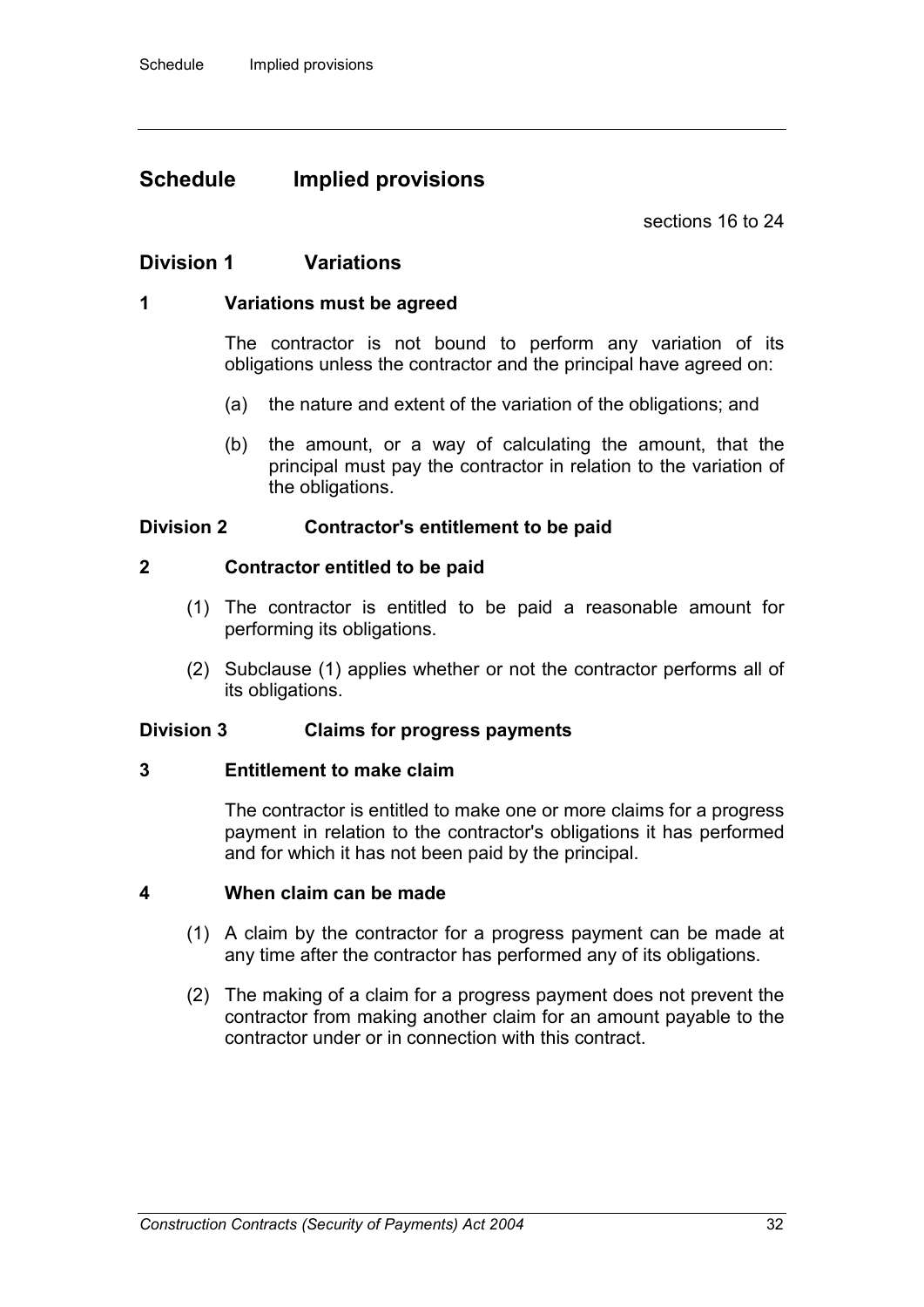# Schedule Implied provisions

sections 16 to 24

## Division 1 Variations

### 1 Variations must be agreed

The contractor is not bound to perform any variation of its obligations unless the contractor and the principal have agreed on:

(a) the nature and extent of the variation of the obligations; and

(b) the amount, or a way of calculating the amount, that the principal must pay the contractor in relation to the variation of the obligations.

## Division 2 Contractor's entitlement to be paid

### 2 Contractor entitled to be paid

(1) The contractor is entitled to be paid a reasonable amount for performing its obligations.

(2) Subclause (1) applies whether or not the contractor performs all of its obligations.

## Division 3 Claims for progress payments

### 3 Entitlement to make claim

The contractor is entitled to make one or more claims for a progress payment in relation to the contractor's obligations it has performed and for which it has not been paid by the principal.

### 4 When claim can be made

(1) A claim by the contractor for a progress payment can be made at any time after the contractor has performed any of its obligations.

(2) The making of a claim for a progress payment does not prevent the contractor from making another claim for an amount payable to the contractor under or in connection with this contract.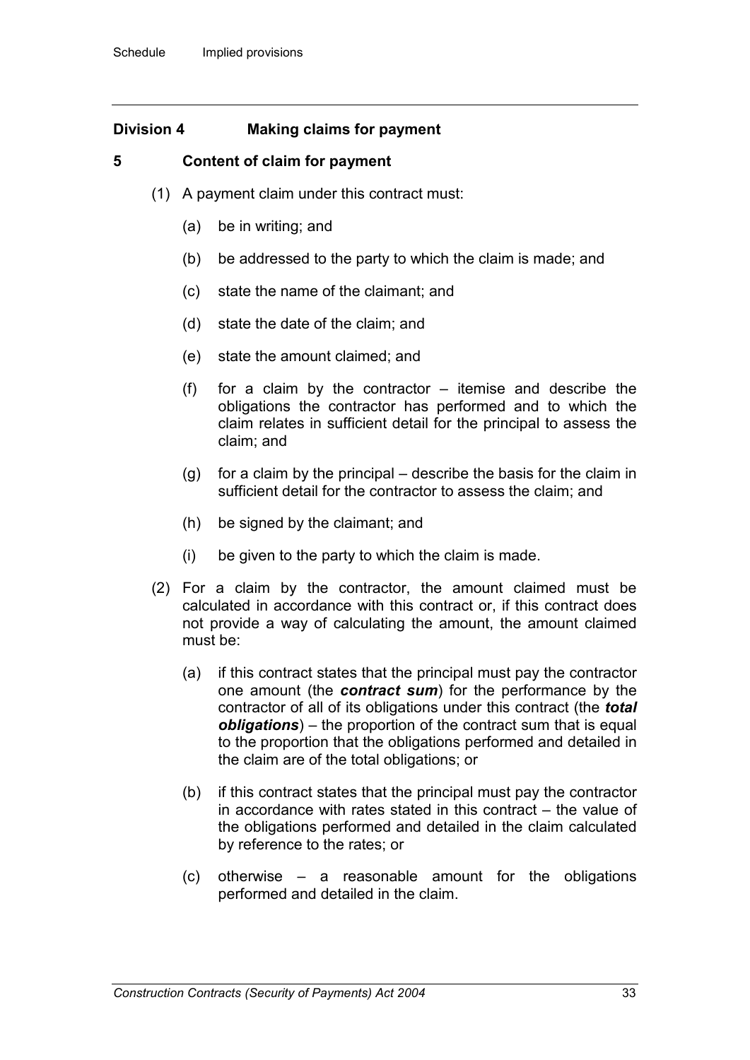## Division 4 Making claims for payment

### 5 Content of claim for payment

(1) A payment claim under this contract must:

(a) be in writing; and

(b) be addressed to the party to which the claim is made; and

(c) state the name of the claimant; and

(d) state the date of the claim; and

(e) state the amount claimed; and

(f) for a claim by the contractor – itemise and describe the obligations the contractor has performed and to which the claim relates in sufficient detail for the principal to assess the claim; and

(g) for a claim by the principal – describe the basis for the claim in sufficient detail for the contractor to assess the claim; and

(h) be signed by the claimant; and

(i) be given to the party to which the claim is made.

(2) For a claim by the contractor, the amount claimed must be calculated in accordance with this contract or, if this contract does not provide a way of calculating the amount, the amount claimed must be:

(a) if this contract states that the principal must pay the contractor one amount (the ***contract sum***) for the performance by the contractor of all of its obligations under this contract (the ***total obligations***) – the proportion of the contract sum that is equal to the proportion that the obligations performed and detailed in the claim are of the total obligations; or

(b) if this contract states that the principal must pay the contractor in accordance with rates stated in this contract – the value of the obligations performed and detailed in the claim calculated by reference to the rates; or

(c) otherwise – a reasonable amount for the obligations performed and detailed in the claim.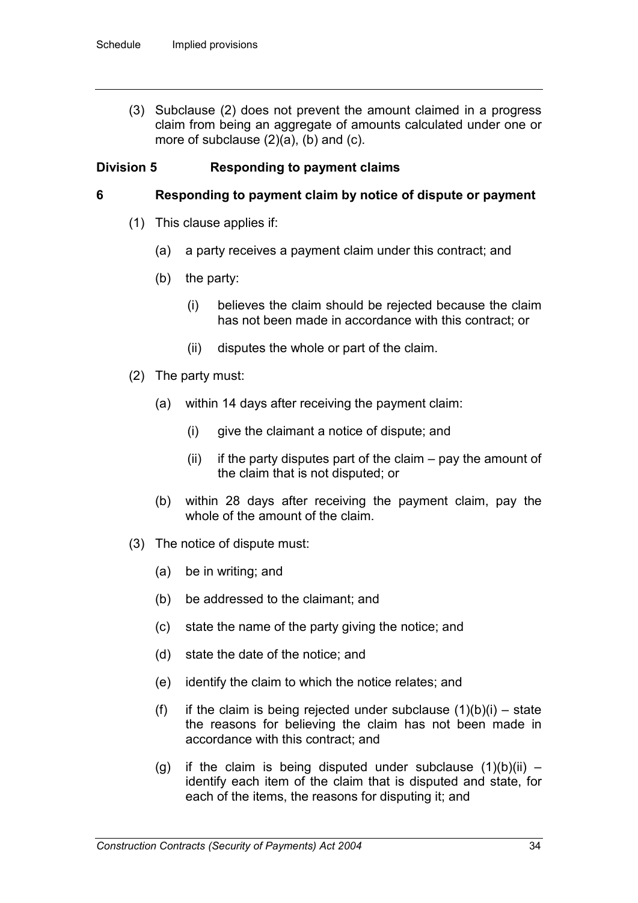(3) Subclause (2) does not prevent the amount claimed in a progress claim from being an aggregate of amounts calculated under one or more of subclause (2)(a), (b) and (c).

### Division 5 Responding to payment claims

### 6 Responding to payment claim by notice of dispute or payment

(1) This clause applies if:

(a) a party receives a payment claim under this contract; and

(b) the party:

(i) believes the claim should be rejected because the claim has not been made in accordance with this contract; or

(ii) disputes the whole or part of the claim.

(2) The party must:

(a) within 14 days after receiving the payment claim:

(i) give the claimant a notice of dispute; and

(ii) if the party disputes part of the claim – pay the amount of the claim that is not disputed; or

(b) within 28 days after receiving the payment claim, pay the whole of the amount of the claim.

(3) The notice of dispute must:

(a) be in writing; and

(b) be addressed to the claimant; and

(c) state the name of the party giving the notice; and

(d) state the date of the notice; and

(e) identify the claim to which the notice relates; and

(f) if the claim is being rejected under subclause (1)(b)(i) – state the reasons for believing the claim has not been made in accordance with this contract; and

(g) if the claim is being disputed under subclause (1)(b)(ii) – identify each item of the claim that is disputed and state, for each of the items, the reasons for disputing it; and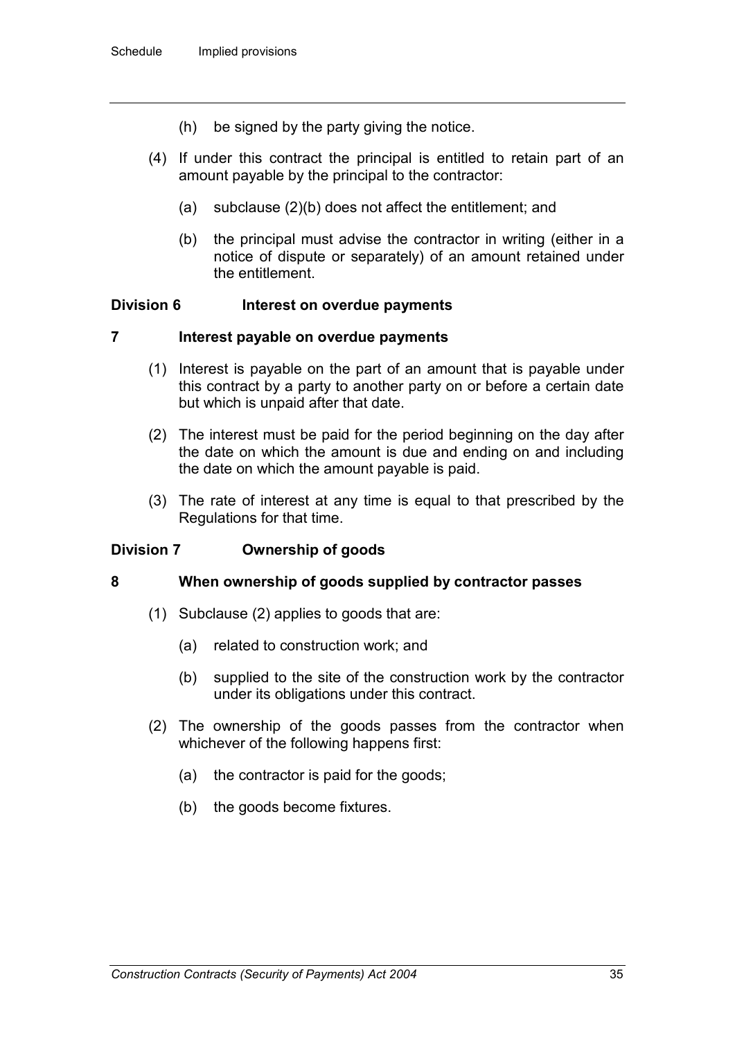(h) be signed by the party giving the notice.

(4) If under this contract the principal is entitled to retain part of an amount payable by the principal to the contractor:

(a) subclause (2)(b) does not affect the entitlement; and

(b) the principal must advise the contractor in writing (either in a notice of dispute or separately) of an amount retained under the entitlement.

## Division 6 Interest on overdue payments

### 7 Interest payable on overdue payments

(1) Interest is payable on the part of an amount that is payable under this contract by a party to another party on or before a certain date but which is unpaid after that date.

(2) The interest must be paid for the period beginning on the day after the date on which the amount is due and ending on and including the date on which the amount payable is paid.

(3) The rate of interest at any time is equal to that prescribed by the Regulations for that time.

## Division 7 Ownership of goods

### 8 When ownership of goods supplied by contractor passes

(1) Subclause (2) applies to goods that are:

(a) related to construction work; and

(b) supplied to the site of the construction work by the contractor under its obligations under this contract.

(2) The ownership of the goods passes from the contractor when whichever of the following happens first:

(a) the contractor is paid for the goods;

(b) the goods become fixtures.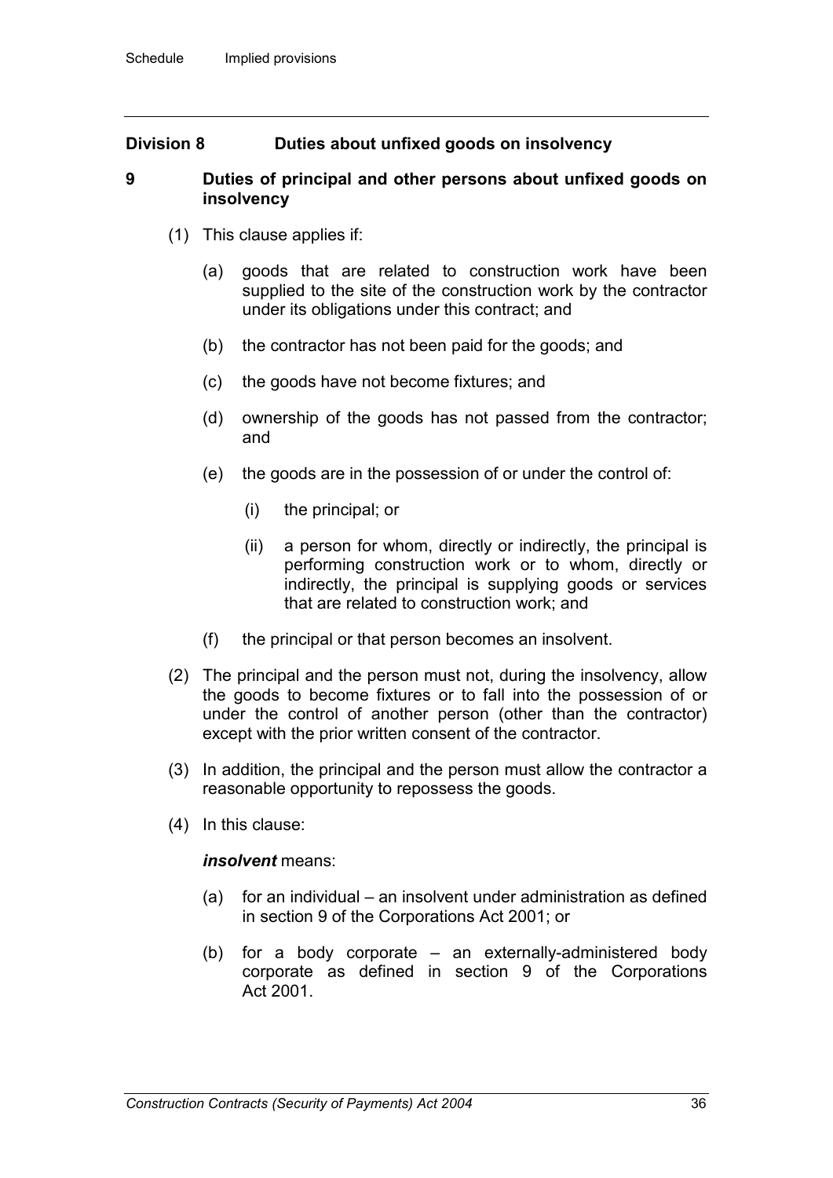## Division 8 Duties about unfixed goods on insolvency

### 9 Duties of principal and other persons about unfixed goods on insolvency

(1) This clause applies if:

(a) goods that are related to construction work have been supplied to the site of the construction work by the contractor under its obligations under this contract; and

(b) the contractor has not been paid for the goods; and

(c) the goods have not become fixtures; and

(d) ownership of the goods has not passed from the contractor; and

(e) the goods are in the possession of or under the control of:

(i) the principal; or

(ii) a person for whom, directly or indirectly, the principal is performing construction work or to whom, directly or indirectly, the principal is supplying goods or services that are related to construction work; and

(f) the principal or that person becomes an insolvent.

(2) The principal and the person must not, during the insolvency, allow the goods to become fixtures or to fall into the possession of or under the control of another person (other than the contractor) except with the prior written consent of the contractor.

(3) In addition, the principal and the person must allow the contractor a reasonable opportunity to repossess the goods.

(4) In this clause:

***insolvent*** means:

(a) for an individual – an insolvent under administration as defined in section 9 of the Corporations Act 2001; or

(b) for a body corporate – an externally-administered body corporate as defined in section 9 of the Corporations Act 2001.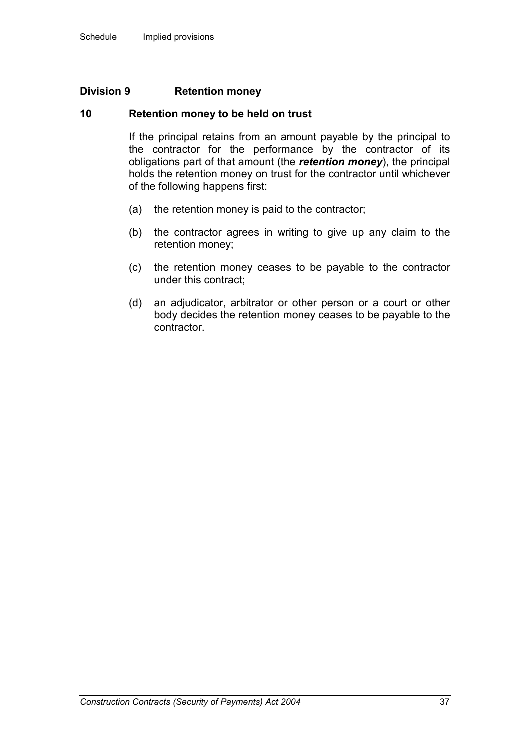## Division 9 Retention money

### 10 Retention money to be held on trust

If the principal retains from an amount payable by the principal to the contractor for the performance by the contractor of its obligations part of that amount (the ***retention money***), the principal holds the retention money on trust for the contractor until whichever of the following happens first:

(a) the retention money is paid to the contractor;

(b) the contractor agrees in writing to give up any claim to the retention money;

(c) the retention money ceases to be payable to the contractor under this contract;

(d) an adjudicator, arbitrator or other person or a court or other body decides the retention money ceases to be payable to the contractor.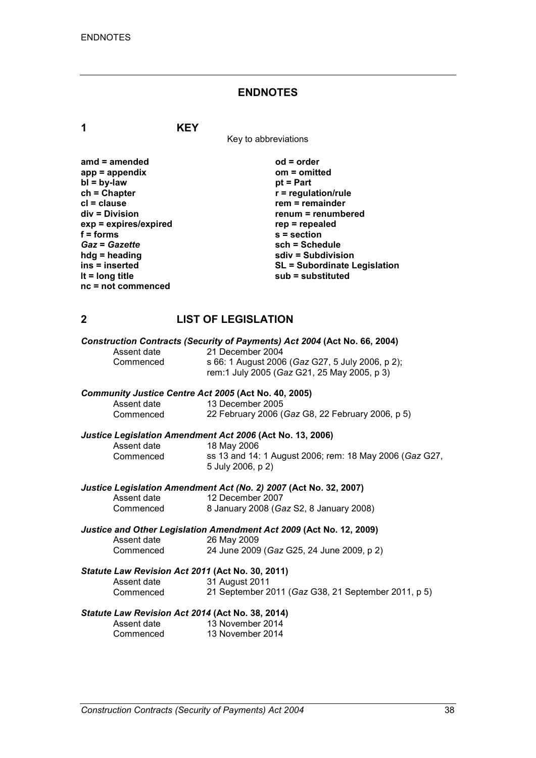# ENDNOTES

## 1 KEY

Key to abbreviations

| | |
|---|---|
| **amd = amended** | **od = order** |
| **app = appendix** | **om = omitted** |
| **bl = by-law** | **pt = Part** |
| **ch = Chapter** | **r = regulation/rule** |
| **cl = clause** | **rem = remainder** |
| **div = Division** | **renum = renumbered** |
| **exp = expires/expired** | **rep = repealed** |
| **f = forms** | **s = section** |
| ***Gaz* = *Gazette*** | **sch = Schedule** |
| **hdg = heading** | **sdiv = Subdivision** |
| **ins = inserted** | **SL = Subordinate Legislation** |
| **lt = long title** | **sub = substituted** |
| **nc = not commenced** | |

## 2 LIST OF LEGISLATION

***Construction Contracts (Security of Payments) Act 2004* (Act No. 66, 2004)**

| | |
|---|---|
| Assent date | 21 December 2004 |
| Commenced | s 66: 1 August 2006 (*Gaz* G27, 5 July 2006, p 2); rem:1 July 2005 (*Gaz* G21, 25 May 2005, p 3) |

***Community Justice Centre Act 2005* (Act No. 40, 2005)**

| | |
|---|---|
| Assent date | 13 December 2005 |
| Commenced | 22 February 2006 (*Gaz* G8, 22 February 2006, p 5) |

***Justice Legislation Amendment Act 2006* (Act No. 13, 2006)**

| | |
|---|---|
| Assent date | 18 May 2006 |
| Commenced | ss 13 and 14: 1 August 2006; rem: 18 May 2006 (*Gaz* G27, 5 July 2006, p 2) |

***Justice Legislation Amendment Act (No. 2) 2007* (Act No. 32, 2007)**

| | |
|---|---|
| Assent date | 12 December 2007 |
| Commenced | 8 January 2008 (*Gaz* S2, 8 January 2008) |

***Justice and Other Legislation Amendment Act 2009* (Act No. 12, 2009)**

| | |
|---|---|
| Assent date | 26 May 2009 |
| Commenced | 24 June 2009 (*Gaz* G25, 24 June 2009, p 2) |

***Statute Law Revision Act 2011* (Act No. 30, 2011)**

| | |
|---|---|
| Assent date | 31 August 2011 |
| Commenced | 21 September 2011 (*Gaz* G38, 21 September 2011, p 5) |

***Statute Law Revision Act 2014* (Act No. 38, 2014)**

| | |
|---|---|
| Assent date | 13 November 2014 |
| Commenced | 13 November 2014 |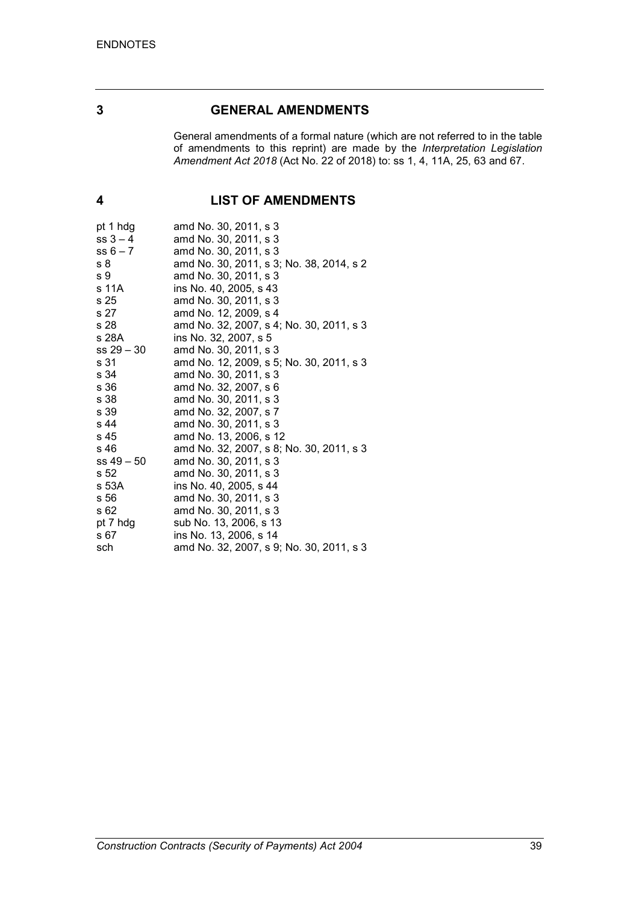## 3 GENERAL AMENDMENTS

General amendments of a formal nature (which are not referred to in the table of amendments to this reprint) are made by the *Interpretation Legislation Amendment Act 2018* (Act No. 22 of 2018) to: ss 1, 4, 11A, 25, 63 and 67.

## 4 LIST OF AMENDMENTS

| | |
|---|---|
| pt 1 hdg | amd No. 30, 2011, s 3 |
| ss 3 – 4 | amd No. 30, 2011, s 3 |
| ss 6 – 7 | amd No. 30, 2011, s 3 |
| s 8 | amd No. 30, 2011, s 3; No. 38, 2014, s 2 |
| s 9 | amd No. 30, 2011, s 3 |
| s 11A | ins No. 40, 2005, s 43 |
| s 25 | amd No. 30, 2011, s 3 |
| s 27 | amd No. 12, 2009, s 4 |
| s 28 | amd No. 32, 2007, s 4; No. 30, 2011, s 3 |
| s 28A | ins No. 32, 2007, s 5 |
| ss 29 – 30 | amd No. 30, 2011, s 3 |
| s 31 | amd No. 12, 2009, s 5; No. 30, 2011, s 3 |
| s 34 | amd No. 30, 2011, s 3 |
| s 36 | amd No. 32, 2007, s 6 |
| s 38 | amd No. 30, 2011, s 3 |
| s 39 | amd No. 32, 2007, s 7 |
| s 44 | amd No. 30, 2011, s 3 |
| s 45 | amd No. 13, 2006, s 12 |
| s 46 | amd No. 32, 2007, s 8; No. 30, 2011, s 3 |
| ss 49 – 50 | amd No. 30, 2011, s 3 |
| s 52 | amd No. 30, 2011, s 3 |
| s 53A | ins No. 40, 2005, s 44 |
| s 56 | amd No. 30, 2011, s 3 |
| s 62 | amd No. 30, 2011, s 3 |
| pt 7 hdg | sub No. 13, 2006, s 13 |
| s 67 | ins No. 13, 2006, s 14 |
| sch | amd No. 32, 2007, s 9; No. 30, 2011, s 3 |